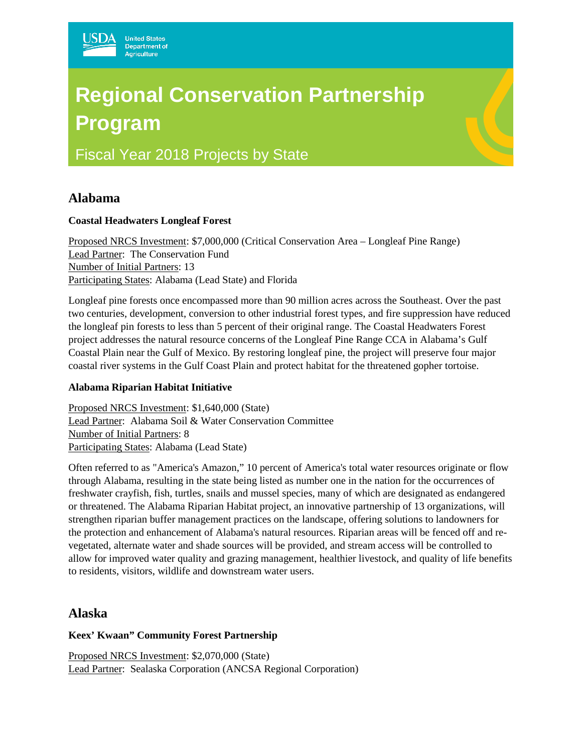USDA United States Department of Agriculture

# Regional Conservation Partnership Program

Fiscal Year 2018 Projects by State

## Alabama

**Coastal Headwaters Longleaf Forest**

Proposed NRCS Investment: $7,000,000 (Critical Conservation Area – Longleaf Pine Range)
Lead Partner: The Conservation Fund
Number of Initial Partners: 13
Participating States: Alabama (Lead State) and Florida

Longleaf pine forests once encompassed more than 90 million acres across the Southeast. Over the past two centuries, development, conversion to other industrial forest types, and fire suppression have reduced the longleaf pin forests to less than 5 percent of their original range. The Coastal Headwaters Forest project addresses the natural resource concerns of the Longleaf Pine Range CCA in Alabama's Gulf Coastal Plain near the Gulf of Mexico. By restoring longleaf pine, the project will preserve four major coastal river systems in the Gulf Coast Plain and protect habitat for the threatened gopher tortoise.

**Alabama Riparian Habitat Initiative**

Proposed NRCS Investment: $1,640,000 (State)
Lead Partner: Alabama Soil & Water Conservation Committee
Number of Initial Partners: 8
Participating States: Alabama (Lead State)

Often referred to as "America's Amazon," 10 percent of America's total water resources originate or flow through Alabama, resulting in the state being listed as number one in the nation for the occurrences of freshwater crayfish, fish, turtles, snails and mussel species, many of which are designated as endangered or threatened. The Alabama Riparian Habitat project, an innovative partnership of 13 organizations, will strengthen riparian buffer management practices on the landscape, offering solutions to landowners for the protection and enhancement of Alabama's natural resources. Riparian areas will be fenced off and re-vegetated, alternate water and shade sources will be provided, and stream access will be controlled to allow for improved water quality and grazing management, healthier livestock, and quality of life benefits to residents, visitors, wildlife and downstream water users.

## Alaska

**Keex' Kwaan" Community Forest Partnership**

Proposed NRCS Investment: $2,070,000 (State)
Lead Partner: Sealaska Corporation (ANCSA Regional Corporation)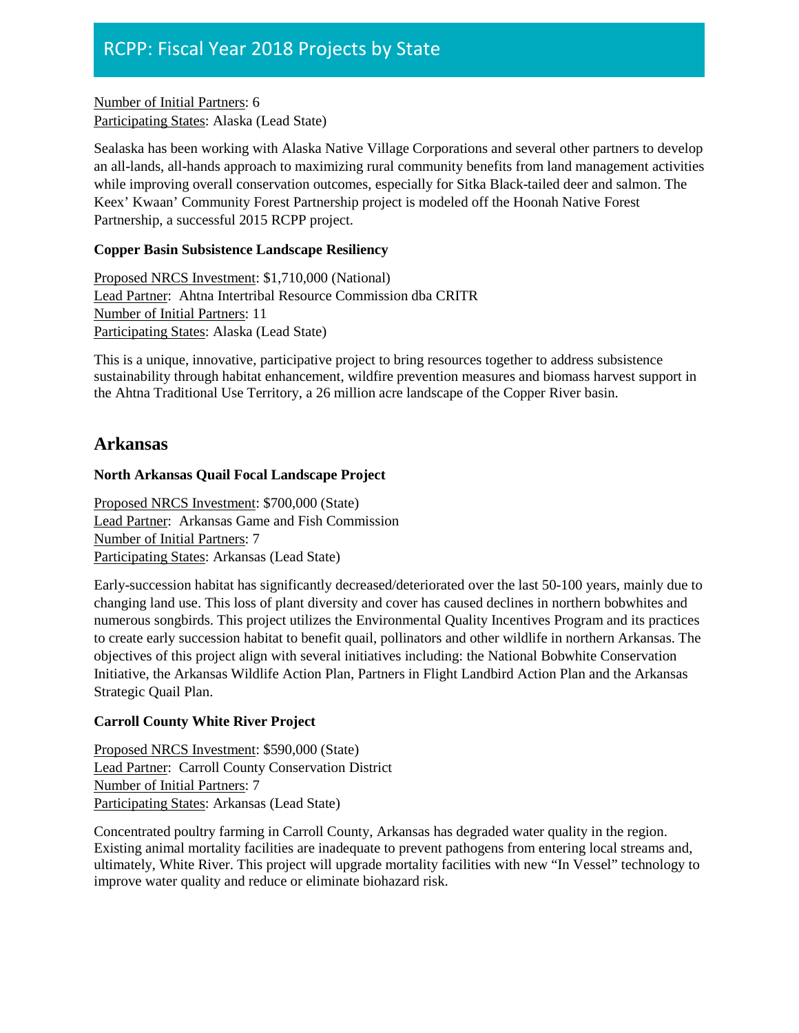Number of Initial Partners: 6
Participating States: Alaska (Lead State)

Sealaska has been working with Alaska Native Village Corporations and several other partners to develop an all-lands, all-hands approach to maximizing rural community benefits from land management activities while improving overall conservation outcomes, especially for Sitka Black-tailed deer and salmon. The Keex' Kwaan' Community Forest Partnership project is modeled off the Hoonah Native Forest Partnership, a successful 2015 RCPP project.

**Copper Basin Subsistence Landscape Resiliency**

Proposed NRCS Investment: $1,710,000 (National)
Lead Partner: Ahtna Intertribal Resource Commission dba CRITR
Number of Initial Partners: 11
Participating States: Alaska (Lead State)

This is a unique, innovative, participative project to bring resources together to address subsistence sustainability through habitat enhancement, wildfire prevention measures and biomass harvest support in the Ahtna Traditional Use Territory, a 26 million acre landscape of the Copper River basin.

## Arkansas

**North Arkansas Quail Focal Landscape Project**

Proposed NRCS Investment: $700,000 (State)
Lead Partner: Arkansas Game and Fish Commission
Number of Initial Partners: 7
Participating States: Arkansas (Lead State)

Early-succession habitat has significantly decreased/deteriorated over the last 50-100 years, mainly due to changing land use. This loss of plant diversity and cover has caused declines in northern bobwhites and numerous songbirds. This project utilizes the Environmental Quality Incentives Program and its practices to create early succession habitat to benefit quail, pollinators and other wildlife in northern Arkansas. The objectives of this project align with several initiatives including: the National Bobwhite Conservation Initiative, the Arkansas Wildlife Action Plan, Partners in Flight Landbird Action Plan and the Arkansas Strategic Quail Plan.

**Carroll County White River Project**

Proposed NRCS Investment: $590,000 (State)
Lead Partner: Carroll County Conservation District
Number of Initial Partners: 7
Participating States: Arkansas (Lead State)

Concentrated poultry farming in Carroll County, Arkansas has degraded water quality in the region. Existing animal mortality facilities are inadequate to prevent pathogens from entering local streams and, ultimately, White River. This project will upgrade mortality facilities with new "In Vessel" technology to improve water quality and reduce or eliminate biohazard risk.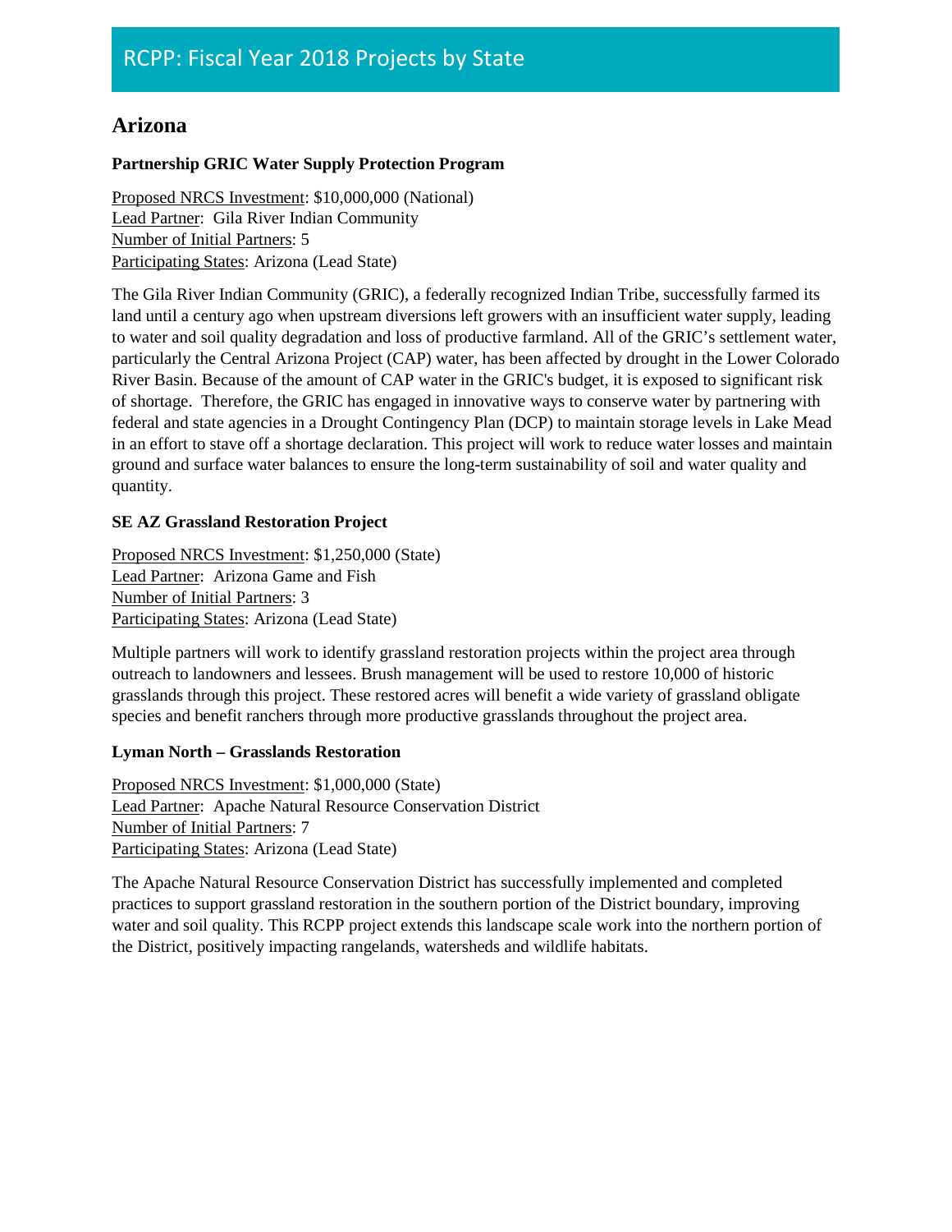# RCPP: Fiscal Year 2018 Projects by State

## Arizona

### Partnership GRIC Water Supply Protection Program

Proposed NRCS Investment: $10,000,000 (National)
Lead Partner: Gila River Indian Community
Number of Initial Partners: 5
Participating States: Arizona (Lead State)

The Gila River Indian Community (GRIC), a federally recognized Indian Tribe, successfully farmed its land until a century ago when upstream diversions left growers with an insufficient water supply, leading to water and soil quality degradation and loss of productive farmland. All of the GRIC's settlement water, particularly the Central Arizona Project (CAP) water, has been affected by drought in the Lower Colorado River Basin. Because of the amount of CAP water in the GRIC's budget, it is exposed to significant risk of shortage. Therefore, the GRIC has engaged in innovative ways to conserve water by partnering with federal and state agencies in a Drought Contingency Plan (DCP) to maintain storage levels in Lake Mead in an effort to stave off a shortage declaration. This project will work to reduce water losses and maintain ground and surface water balances to ensure the long-term sustainability of soil and water quality and quantity.

### SE AZ Grassland Restoration Project

Proposed NRCS Investment: $1,250,000 (State)
Lead Partner: Arizona Game and Fish
Number of Initial Partners: 3
Participating States: Arizona (Lead State)

Multiple partners will work to identify grassland restoration projects within the project area through outreach to landowners and lessees. Brush management will be used to restore 10,000 of historic grasslands through this project. These restored acres will benefit a wide variety of grassland obligate species and benefit ranchers through more productive grasslands throughout the project area.

### Lyman North – Grasslands Restoration

Proposed NRCS Investment: $1,000,000 (State)
Lead Partner: Apache Natural Resource Conservation District
Number of Initial Partners: 7
Participating States: Arizona (Lead State)

The Apache Natural Resource Conservation District has successfully implemented and completed practices to support grassland restoration in the southern portion of the District boundary, improving water and soil quality. This RCPP project extends this landscape scale work into the northern portion of the District, positively impacting rangelands, watersheds and wildlife habitats.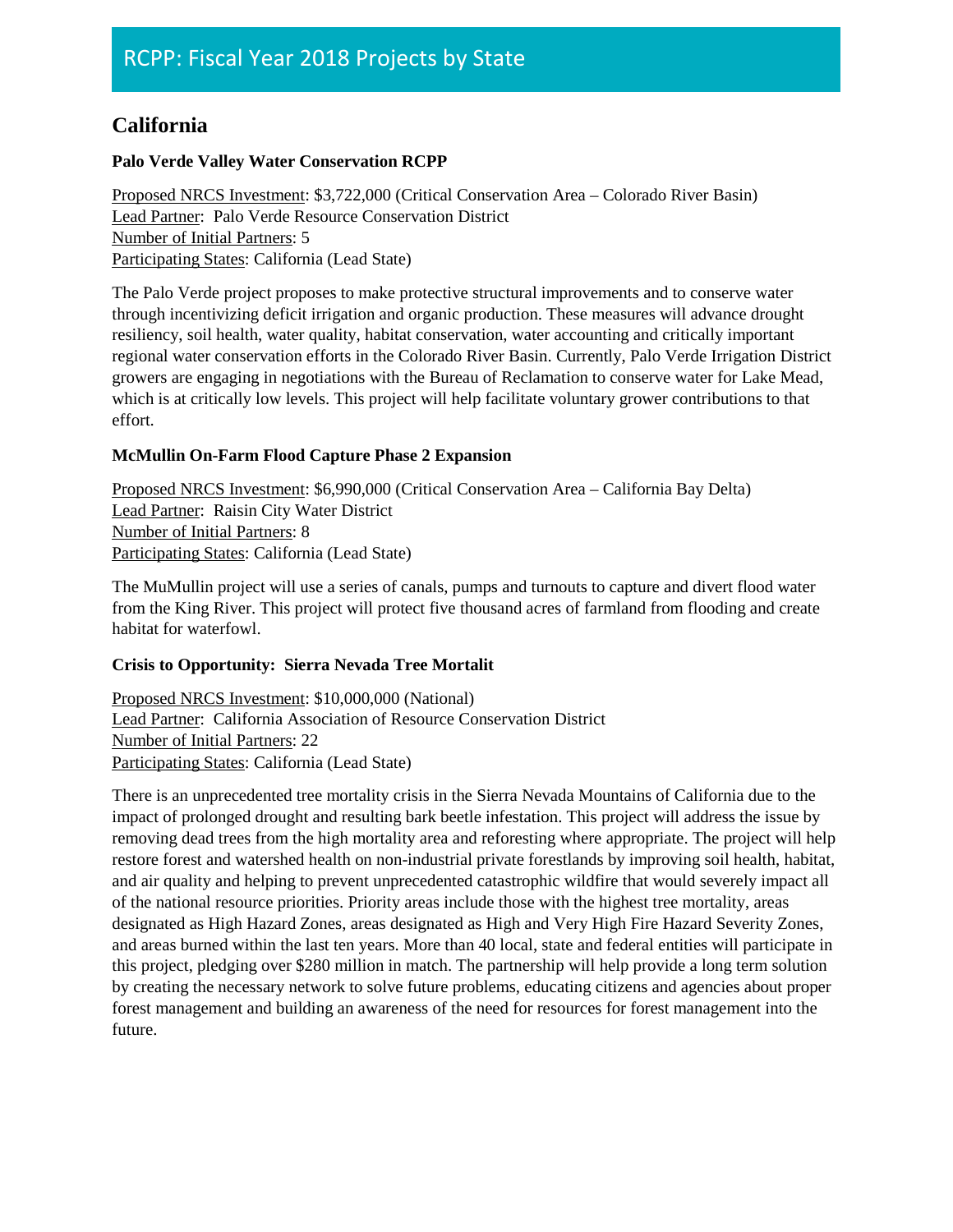# California

### Palo Verde Valley Water Conservation RCPP

Proposed NRCS Investment: $3,722,000 (Critical Conservation Area – Colorado River Basin)
Lead Partner: Palo Verde Resource Conservation District
Number of Initial Partners: 5
Participating States: California (Lead State)

The Palo Verde project proposes to make protective structural improvements and to conserve water through incentivizing deficit irrigation and organic production. These measures will advance drought resiliency, soil health, water quality, habitat conservation, water accounting and critically important regional water conservation efforts in the Colorado River Basin. Currently, Palo Verde Irrigation District growers are engaging in negotiations with the Bureau of Reclamation to conserve water for Lake Mead, which is at critically low levels. This project will help facilitate voluntary grower contributions to that effort.

### McMullin On-Farm Flood Capture Phase 2 Expansion

Proposed NRCS Investment: $6,990,000 (Critical Conservation Area – California Bay Delta)
Lead Partner: Raisin City Water District
Number of Initial Partners: 8
Participating States: California (Lead State)

The MuMullin project will use a series of canals, pumps and turnouts to capture and divert flood water from the King River. This project will protect five thousand acres of farmland from flooding and create habitat for waterfowl.

### Crisis to Opportunity: Sierra Nevada Tree Mortalit

Proposed NRCS Investment: $10,000,000 (National)
Lead Partner: California Association of Resource Conservation District
Number of Initial Partners: 22
Participating States: California (Lead State)

There is an unprecedented tree mortality crisis in the Sierra Nevada Mountains of California due to the impact of prolonged drought and resulting bark beetle infestation. This project will address the issue by removing dead trees from the high mortality area and reforesting where appropriate. The project will help restore forest and watershed health on non-industrial private forestlands by improving soil health, habitat, and air quality and helping to prevent unprecedented catastrophic wildfire that would severely impact all of the national resource priorities. Priority areas include those with the highest tree mortality, areas designated as High Hazard Zones, areas designated as High and Very High Fire Hazard Severity Zones, and areas burned within the last ten years. More than 40 local, state and federal entities will participate in this project, pledging over $280 million in match. The partnership will help provide a long term solution by creating the necessary network to solve future problems, educating citizens and agencies about proper forest management and building an awareness of the need for resources for forest management into the future.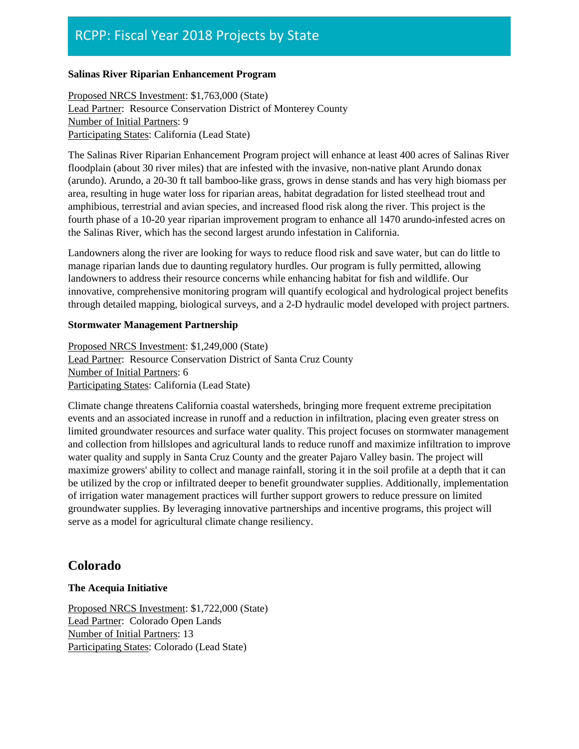### Salinas River Riparian Enhancement Program

Proposed NRCS Investment: $1,763,000 (State)
Lead Partner: Resource Conservation District of Monterey County
Number of Initial Partners: 9
Participating States: California (Lead State)

The Salinas River Riparian Enhancement Program project will enhance at least 400 acres of Salinas River floodplain (about 30 river miles) that are infested with the invasive, non-native plant Arundo donax (arundo). Arundo, a 20-30 ft tall bamboo-like grass, grows in dense stands and has very high biomass per area, resulting in huge water loss for riparian areas, habitat degradation for listed steelhead trout and amphibious, terrestrial and avian species, and increased flood risk along the river. This project is the fourth phase of a 10-20 year riparian improvement program to enhance all 1470 arundo-infested acres on the Salinas River, which has the second largest arundo infestation in California.

Landowners along the river are looking for ways to reduce flood risk and save water, but can do little to manage riparian lands due to daunting regulatory hurdles. Our program is fully permitted, allowing landowners to address their resource concerns while enhancing habitat for fish and wildlife. Our innovative, comprehensive monitoring program will quantify ecological and hydrological project benefits through detailed mapping, biological surveys, and a 2-D hydraulic model developed with project partners.

### Stormwater Management Partnership

Proposed NRCS Investment: $1,249,000 (State)
Lead Partner: Resource Conservation District of Santa Cruz County
Number of Initial Partners: 6
Participating States: California (Lead State)

Climate change threatens California coastal watersheds, bringing more frequent extreme precipitation events and an associated increase in runoff and a reduction in infiltration, placing even greater stress on limited groundwater resources and surface water quality. This project focuses on stormwater management and collection from hillslopes and agricultural lands to reduce runoff and maximize infiltration to improve water quality and supply in Santa Cruz County and the greater Pajaro Valley basin. The project will maximize growers' ability to collect and manage rainfall, storing it in the soil profile at a depth that it can be utilized by the crop or infiltrated deeper to benefit groundwater supplies. Additionally, implementation of irrigation water management practices will further support growers to reduce pressure on limited groundwater supplies. By leveraging innovative partnerships and incentive programs, this project will serve as a model for agricultural climate change resiliency.

## Colorado

### The Acequia Initiative

Proposed NRCS Investment: $1,722,000 (State)
Lead Partner: Colorado Open Lands
Number of Initial Partners: 13
Participating States: Colorado (Lead State)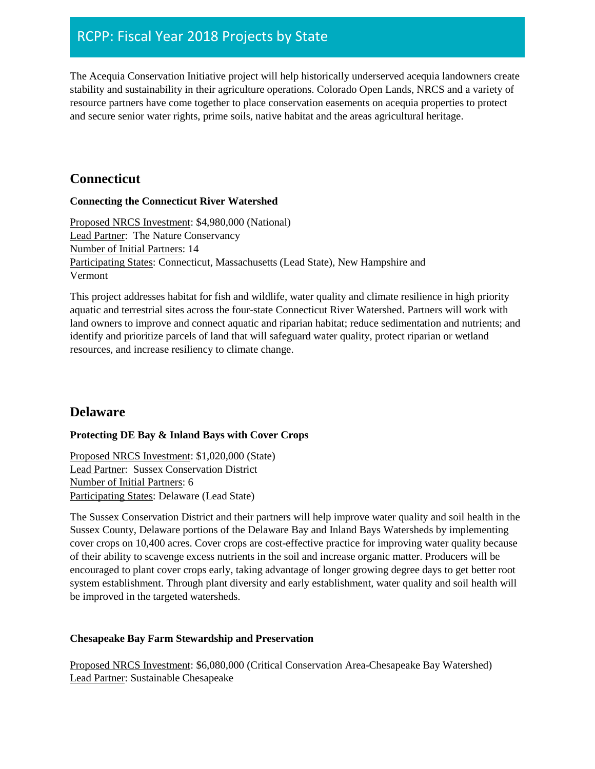The Acequia Conservation Initiative project will help historically underserved acequia landowners create stability and sustainability in their agriculture operations. Colorado Open Lands, NRCS and a variety of resource partners have come together to place conservation easements on acequia properties to protect and secure senior water rights, prime soils, native habitat and the areas agricultural heritage.

## Connecticut

### Connecting the Connecticut River Watershed

Proposed NRCS Investment: $4,980,000 (National)
Lead Partner: The Nature Conservancy
Number of Initial Partners: 14
Participating States: Connecticut, Massachusetts (Lead State), New Hampshire and Vermont

This project addresses habitat for fish and wildlife, water quality and climate resilience in high priority aquatic and terrestrial sites across the four-state Connecticut River Watershed. Partners will work with land owners to improve and connect aquatic and riparian habitat; reduce sedimentation and nutrients; and identify and prioritize parcels of land that will safeguard water quality, protect riparian or wetland resources, and increase resiliency to climate change.

## Delaware

### Protecting DE Bay & Inland Bays with Cover Crops

Proposed NRCS Investment: $1,020,000 (State)
Lead Partner: Sussex Conservation District
Number of Initial Partners: 6
Participating States: Delaware (Lead State)

The Sussex Conservation District and their partners will help improve water quality and soil health in the Sussex County, Delaware portions of the Delaware Bay and Inland Bays Watersheds by implementing cover crops on 10,400 acres. Cover crops are cost-effective practice for improving water quality because of their ability to scavenge excess nutrients in the soil and increase organic matter. Producers will be encouraged to plant cover crops early, taking advantage of longer growing degree days to get better root system establishment. Through plant diversity and early establishment, water quality and soil health will be improved in the targeted watersheds.

### Chesapeake Bay Farm Stewardship and Preservation

Proposed NRCS Investment: $6,080,000 (Critical Conservation Area-Chesapeake Bay Watershed)
Lead Partner: Sustainable Chesapeake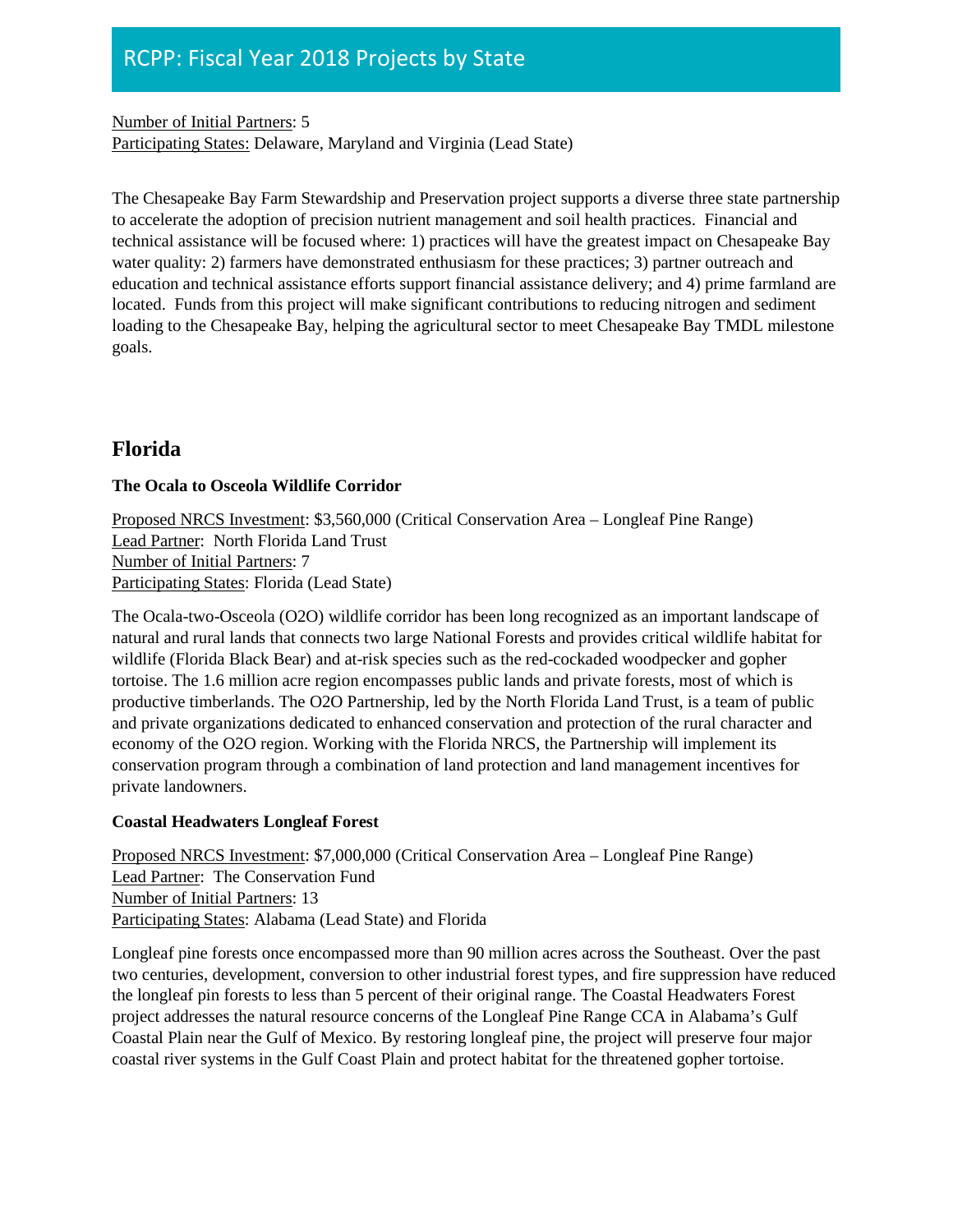Number of Initial Partners: 5
Participating States: Delaware, Maryland and Virginia (Lead State)

The Chesapeake Bay Farm Stewardship and Preservation project supports a diverse three state partnership to accelerate the adoption of precision nutrient management and soil health practices. Financial and technical assistance will be focused where: 1) practices will have the greatest impact on Chesapeake Bay water quality: 2) farmers have demonstrated enthusiasm for these practices; 3) partner outreach and education and technical assistance efforts support financial assistance delivery; and 4) prime farmland are located. Funds from this project will make significant contributions to reducing nitrogen and sediment loading to the Chesapeake Bay, helping the agricultural sector to meet Chesapeake Bay TMDL milestone goals.

## Florida

**The Ocala to Osceola Wildlife Corridor**

Proposed NRCS Investment: $3,560,000 (Critical Conservation Area – Longleaf Pine Range)
Lead Partner: North Florida Land Trust
Number of Initial Partners: 7
Participating States: Florida (Lead State)

The Ocala-two-Osceola (O2O) wildlife corridor has been long recognized as an important landscape of natural and rural lands that connects two large National Forests and provides critical wildlife habitat for wildlife (Florida Black Bear) and at-risk species such as the red-cockaded woodpecker and gopher tortoise. The 1.6 million acre region encompasses public lands and private forests, most of which is productive timberlands. The O2O Partnership, led by the North Florida Land Trust, is a team of public and private organizations dedicated to enhanced conservation and protection of the rural character and economy of the O2O region. Working with the Florida NRCS, the Partnership will implement its conservation program through a combination of land protection and land management incentives for private landowners.

**Coastal Headwaters Longleaf Forest**

Proposed NRCS Investment: $7,000,000 (Critical Conservation Area – Longleaf Pine Range)
Lead Partner: The Conservation Fund
Number of Initial Partners: 13
Participating States: Alabama (Lead State) and Florida

Longleaf pine forests once encompassed more than 90 million acres across the Southeast. Over the past two centuries, development, conversion to other industrial forest types, and fire suppression have reduced the longleaf pin forests to less than 5 percent of their original range. The Coastal Headwaters Forest project addresses the natural resource concerns of the Longleaf Pine Range CCA in Alabama's Gulf Coastal Plain near the Gulf of Mexico. By restoring longleaf pine, the project will preserve four major coastal river systems in the Gulf Coast Plain and protect habitat for the threatened gopher tortoise.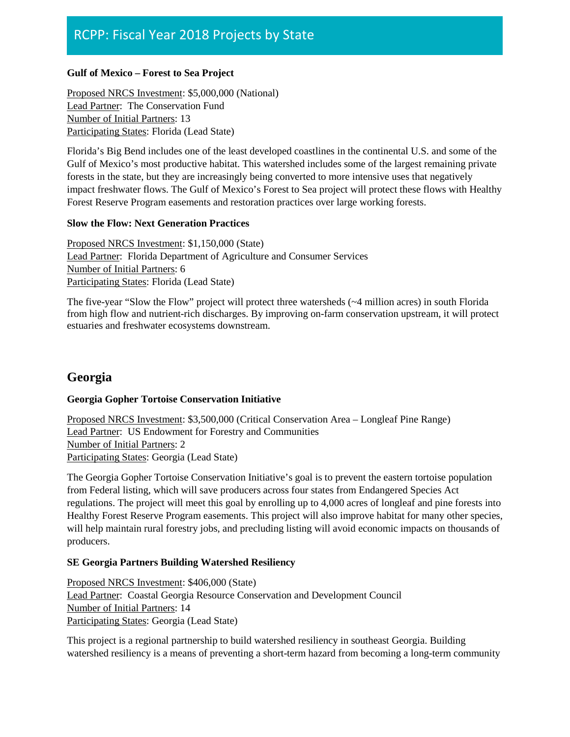### Gulf of Mexico – Forest to Sea Project

Proposed NRCS Investment: $5,000,000 (National)
Lead Partner: The Conservation Fund
Number of Initial Partners: 13
Participating States: Florida (Lead State)

Florida's Big Bend includes one of the least developed coastlines in the continental U.S. and some of the Gulf of Mexico's most productive habitat. This watershed includes some of the largest remaining private forests in the state, but they are increasingly being converted to more intensive uses that negatively impact freshwater flows. The Gulf of Mexico's Forest to Sea project will protect these flows with Healthy Forest Reserve Program easements and restoration practices over large working forests.

### Slow the Flow: Next Generation Practices

Proposed NRCS Investment: $1,150,000 (State)
Lead Partner: Florida Department of Agriculture and Consumer Services
Number of Initial Partners: 6
Participating States: Florida (Lead State)

The five-year "Slow the Flow" project will protect three watersheds (~4 million acres) in south Florida from high flow and nutrient-rich discharges. By improving on-farm conservation upstream, it will protect estuaries and freshwater ecosystems downstream.

## Georgia

### Georgia Gopher Tortoise Conservation Initiative

Proposed NRCS Investment: $3,500,000 (Critical Conservation Area – Longleaf Pine Range)
Lead Partner: US Endowment for Forestry and Communities
Number of Initial Partners: 2
Participating States: Georgia (Lead State)

The Georgia Gopher Tortoise Conservation Initiative's goal is to prevent the eastern tortoise population from Federal listing, which will save producers across four states from Endangered Species Act regulations. The project will meet this goal by enrolling up to 4,000 acres of longleaf and pine forests into Healthy Forest Reserve Program easements. This project will also improve habitat for many other species, will help maintain rural forestry jobs, and precluding listing will avoid economic impacts on thousands of producers.

### SE Georgia Partners Building Watershed Resiliency

Proposed NRCS Investment: $406,000 (State)
Lead Partner: Coastal Georgia Resource Conservation and Development Council
Number of Initial Partners: 14
Participating States: Georgia (Lead State)

This project is a regional partnership to build watershed resiliency in southeast Georgia. Building watershed resiliency is a means of preventing a short-term hazard from becoming a long-term community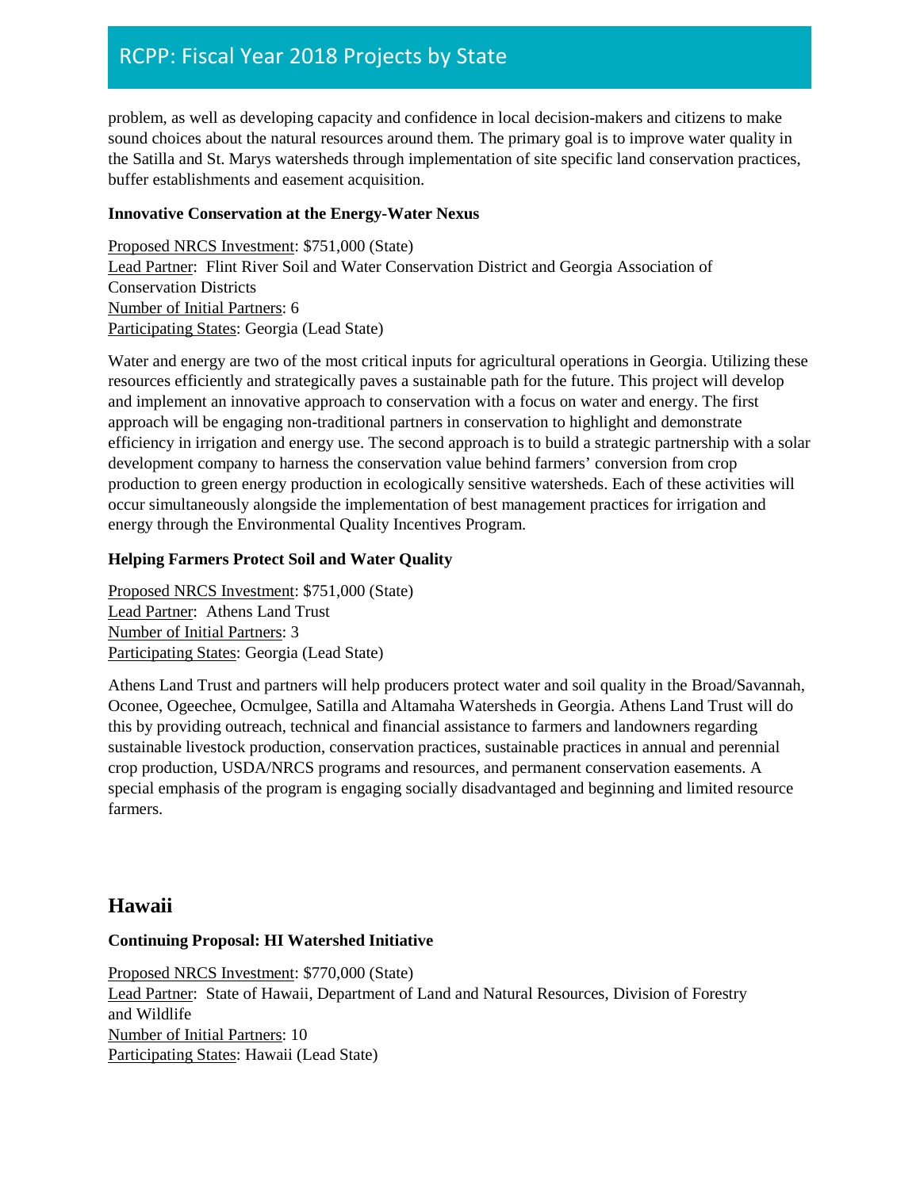problem, as well as developing capacity and confidence in local decision-makers and citizens to make sound choices about the natural resources around them. The primary goal is to improve water quality in the Satilla and St. Marys watersheds through implementation of site specific land conservation practices, buffer establishments and easement acquisition.

**Innovative Conservation at the Energy-Water Nexus**

Proposed NRCS Investment: $751,000 (State)
Lead Partner: Flint River Soil and Water Conservation District and Georgia Association of Conservation Districts
Number of Initial Partners: 6
Participating States: Georgia (Lead State)

Water and energy are two of the most critical inputs for agricultural operations in Georgia. Utilizing these resources efficiently and strategically paves a sustainable path for the future. This project will develop and implement an innovative approach to conservation with a focus on water and energy. The first approach will be engaging non-traditional partners in conservation to highlight and demonstrate efficiency in irrigation and energy use. The second approach is to build a strategic partnership with a solar development company to harness the conservation value behind farmers' conversion from crop production to green energy production in ecologically sensitive watersheds. Each of these activities will occur simultaneously alongside the implementation of best management practices for irrigation and energy through the Environmental Quality Incentives Program.

**Helping Farmers Protect Soil and Water Quality**

Proposed NRCS Investment: $751,000 (State)
Lead Partner: Athens Land Trust
Number of Initial Partners: 3
Participating States: Georgia (Lead State)

Athens Land Trust and partners will help producers protect water and soil quality in the Broad/Savannah, Oconee, Ogeechee, Ocmulgee, Satilla and Altamaha Watersheds in Georgia. Athens Land Trust will do this by providing outreach, technical and financial assistance to farmers and landowners regarding sustainable livestock production, conservation practices, sustainable practices in annual and perennial crop production, USDA/NRCS programs and resources, and permanent conservation easements. A special emphasis of the program is engaging socially disadvantaged and beginning and limited resource farmers.

## Hawaii

**Continuing Proposal: HI Watershed Initiative**

Proposed NRCS Investment: $770,000 (State)
Lead Partner: State of Hawaii, Department of Land and Natural Resources, Division of Forestry and Wildlife
Number of Initial Partners: 10
Participating States: Hawaii (Lead State)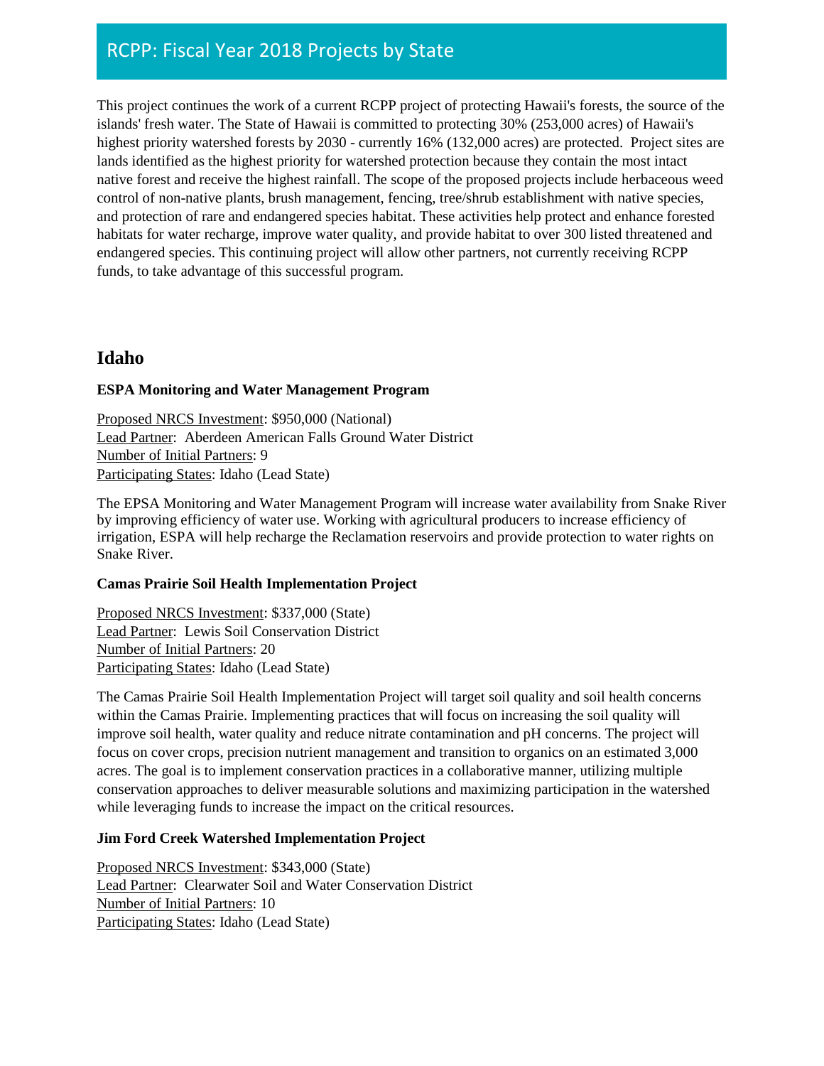This project continues the work of a current RCPP project of protecting Hawaii's forests, the source of the islands' fresh water. The State of Hawaii is committed to protecting 30% (253,000 acres) of Hawaii's highest priority watershed forests by 2030 - currently 16% (132,000 acres) are protected. Project sites are lands identified as the highest priority for watershed protection because they contain the most intact native forest and receive the highest rainfall. The scope of the proposed projects include herbaceous weed control of non-native plants, brush management, fencing, tree/shrub establishment with native species, and protection of rare and endangered species habitat. These activities help protect and enhance forested habitats for water recharge, improve water quality, and provide habitat to over 300 listed threatened and endangered species. This continuing project will allow other partners, not currently receiving RCPP funds, to take advantage of this successful program.

## Idaho

**ESPA Monitoring and Water Management Program**

Proposed NRCS Investment: $950,000 (National)
Lead Partner: Aberdeen American Falls Ground Water District
Number of Initial Partners: 9
Participating States: Idaho (Lead State)

The EPSA Monitoring and Water Management Program will increase water availability from Snake River by improving efficiency of water use. Working with agricultural producers to increase efficiency of irrigation, ESPA will help recharge the Reclamation reservoirs and provide protection to water rights on Snake River.

**Camas Prairie Soil Health Implementation Project**

Proposed NRCS Investment: $337,000 (State)
Lead Partner: Lewis Soil Conservation District
Number of Initial Partners: 20
Participating States: Idaho (Lead State)

The Camas Prairie Soil Health Implementation Project will target soil quality and soil health concerns within the Camas Prairie. Implementing practices that will focus on increasing the soil quality will improve soil health, water quality and reduce nitrate contamination and pH concerns. The project will focus on cover crops, precision nutrient management and transition to organics on an estimated 3,000 acres. The goal is to implement conservation practices in a collaborative manner, utilizing multiple conservation approaches to deliver measurable solutions and maximizing participation in the watershed while leveraging funds to increase the impact on the critical resources.

**Jim Ford Creek Watershed Implementation Project**

Proposed NRCS Investment: $343,000 (State)
Lead Partner: Clearwater Soil and Water Conservation District
Number of Initial Partners: 10
Participating States: Idaho (Lead State)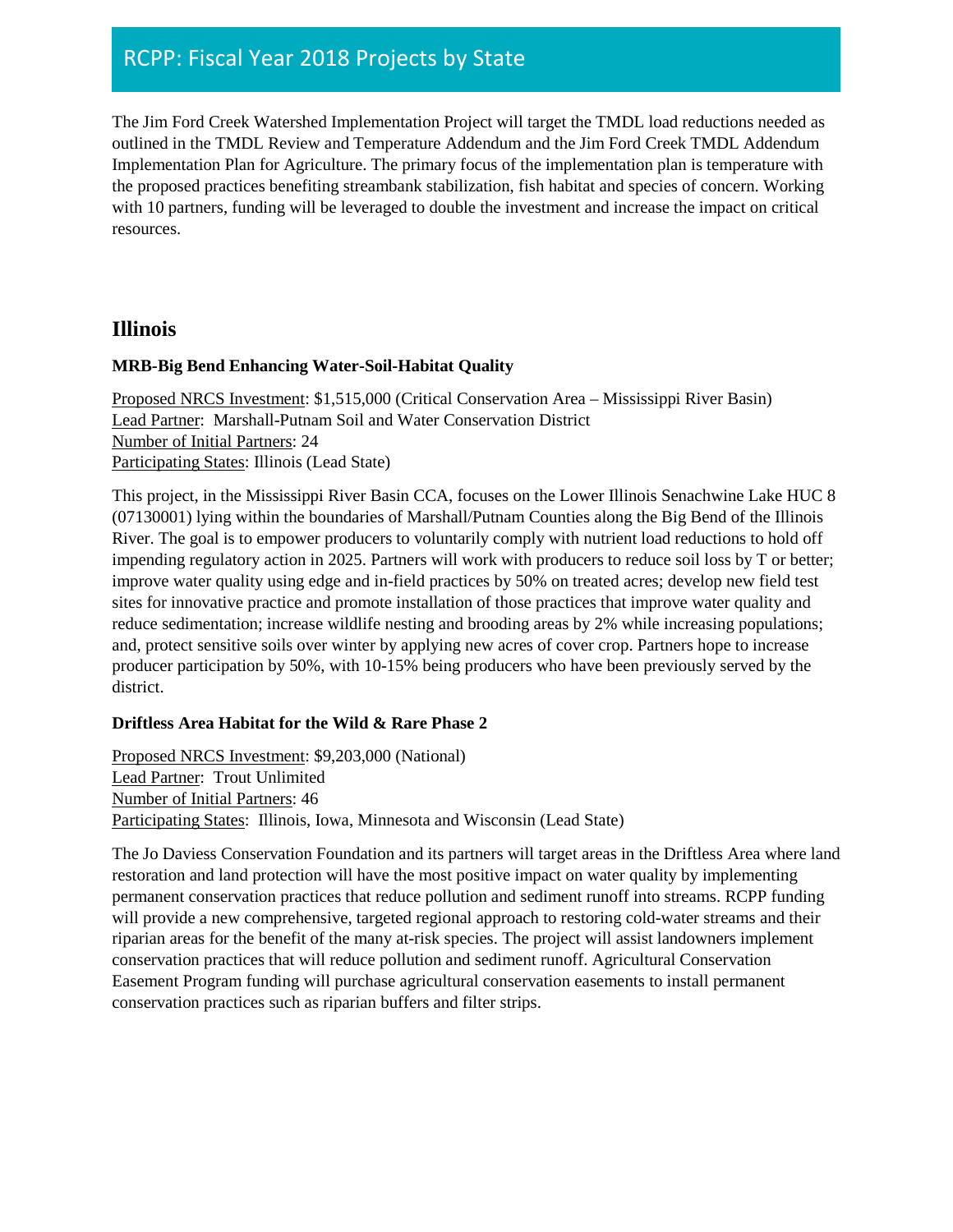The Jim Ford Creek Watershed Implementation Project will target the TMDL load reductions needed as outlined in the TMDL Review and Temperature Addendum and the Jim Ford Creek TMDL Addendum Implementation Plan for Agriculture. The primary focus of the implementation plan is temperature with the proposed practices benefiting streambank stabilization, fish habitat and species of concern. Working with 10 partners, funding will be leveraged to double the investment and increase the impact on critical resources.

## Illinois

### MRB-Big Bend Enhancing Water-Soil-Habitat Quality

Proposed NRCS Investment: $1,515,000 (Critical Conservation Area – Mississippi River Basin)
Lead Partner: Marshall-Putnam Soil and Water Conservation District
Number of Initial Partners: 24
Participating States: Illinois (Lead State)

This project, in the Mississippi River Basin CCA, focuses on the Lower Illinois Senachwine Lake HUC 8 (07130001) lying within the boundaries of Marshall/Putnam Counties along the Big Bend of the Illinois River. The goal is to empower producers to voluntarily comply with nutrient load reductions to hold off impending regulatory action in 2025. Partners will work with producers to reduce soil loss by T or better; improve water quality using edge and in-field practices by 50% on treated acres; develop new field test sites for innovative practice and promote installation of those practices that improve water quality and reduce sedimentation; increase wildlife nesting and brooding areas by 2% while increasing populations; and, protect sensitive soils over winter by applying new acres of cover crop. Partners hope to increase producer participation by 50%, with 10-15% being producers who have been previously served by the district.

### Driftless Area Habitat for the Wild & Rare Phase 2

Proposed NRCS Investment: $9,203,000 (National)
Lead Partner: Trout Unlimited
Number of Initial Partners: 46
Participating States: Illinois, Iowa, Minnesota and Wisconsin (Lead State)

The Jo Daviess Conservation Foundation and its partners will target areas in the Driftless Area where land restoration and land protection will have the most positive impact on water quality by implementing permanent conservation practices that reduce pollution and sediment runoff into streams. RCPP funding will provide a new comprehensive, targeted regional approach to restoring cold-water streams and their riparian areas for the benefit of the many at-risk species. The project will assist landowners implement conservation practices that will reduce pollution and sediment runoff. Agricultural Conservation Easement Program funding will purchase agricultural conservation easements to install permanent conservation practices such as riparian buffers and filter strips.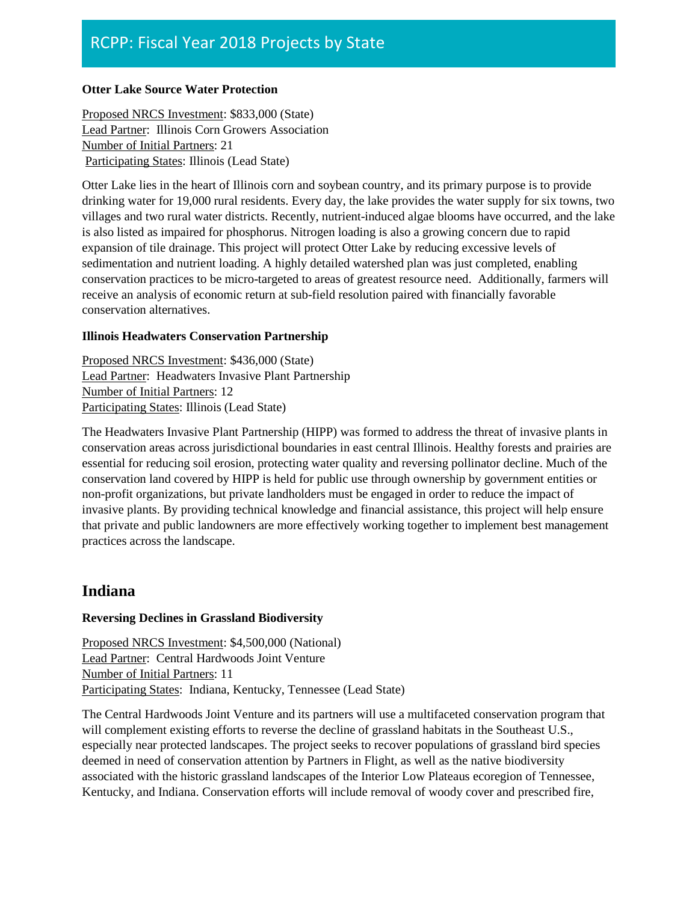**Otter Lake Source Water Protection**

Proposed NRCS Investment: $833,000 (State)
Lead Partner: Illinois Corn Growers Association
Number of Initial Partners: 21
Participating States: Illinois (Lead State)

Otter Lake lies in the heart of Illinois corn and soybean country, and its primary purpose is to provide drinking water for 19,000 rural residents. Every day, the lake provides the water supply for six towns, two villages and two rural water districts. Recently, nutrient-induced algae blooms have occurred, and the lake is also listed as impaired for phosphorus. Nitrogen loading is also a growing concern due to rapid expansion of tile drainage. This project will protect Otter Lake by reducing excessive levels of sedimentation and nutrient loading. A highly detailed watershed plan was just completed, enabling conservation practices to be micro-targeted to areas of greatest resource need. Additionally, farmers will receive an analysis of economic return at sub-field resolution paired with financially favorable conservation alternatives.

**Illinois Headwaters Conservation Partnership**

Proposed NRCS Investment: $436,000 (State)
Lead Partner: Headwaters Invasive Plant Partnership
Number of Initial Partners: 12
Participating States: Illinois (Lead State)

The Headwaters Invasive Plant Partnership (HIPP) was formed to address the threat of invasive plants in conservation areas across jurisdictional boundaries in east central Illinois. Healthy forests and prairies are essential for reducing soil erosion, protecting water quality and reversing pollinator decline. Much of the conservation land covered by HIPP is held for public use through ownership by government entities or non-profit organizations, but private landholders must be engaged in order to reduce the impact of invasive plants. By providing technical knowledge and financial assistance, this project will help ensure that private and public landowners are more effectively working together to implement best management practices across the landscape.

## Indiana

**Reversing Declines in Grassland Biodiversity**

Proposed NRCS Investment: $4,500,000 (National)
Lead Partner: Central Hardwoods Joint Venture
Number of Initial Partners: 11
Participating States: Indiana, Kentucky, Tennessee (Lead State)

The Central Hardwoods Joint Venture and its partners will use a multifaceted conservation program that will complement existing efforts to reverse the decline of grassland habitats in the Southeast U.S., especially near protected landscapes. The project seeks to recover populations of grassland bird species deemed in need of conservation attention by Partners in Flight, as well as the native biodiversity associated with the historic grassland landscapes of the Interior Low Plateaus ecoregion of Tennessee, Kentucky, and Indiana. Conservation efforts will include removal of woody cover and prescribed fire,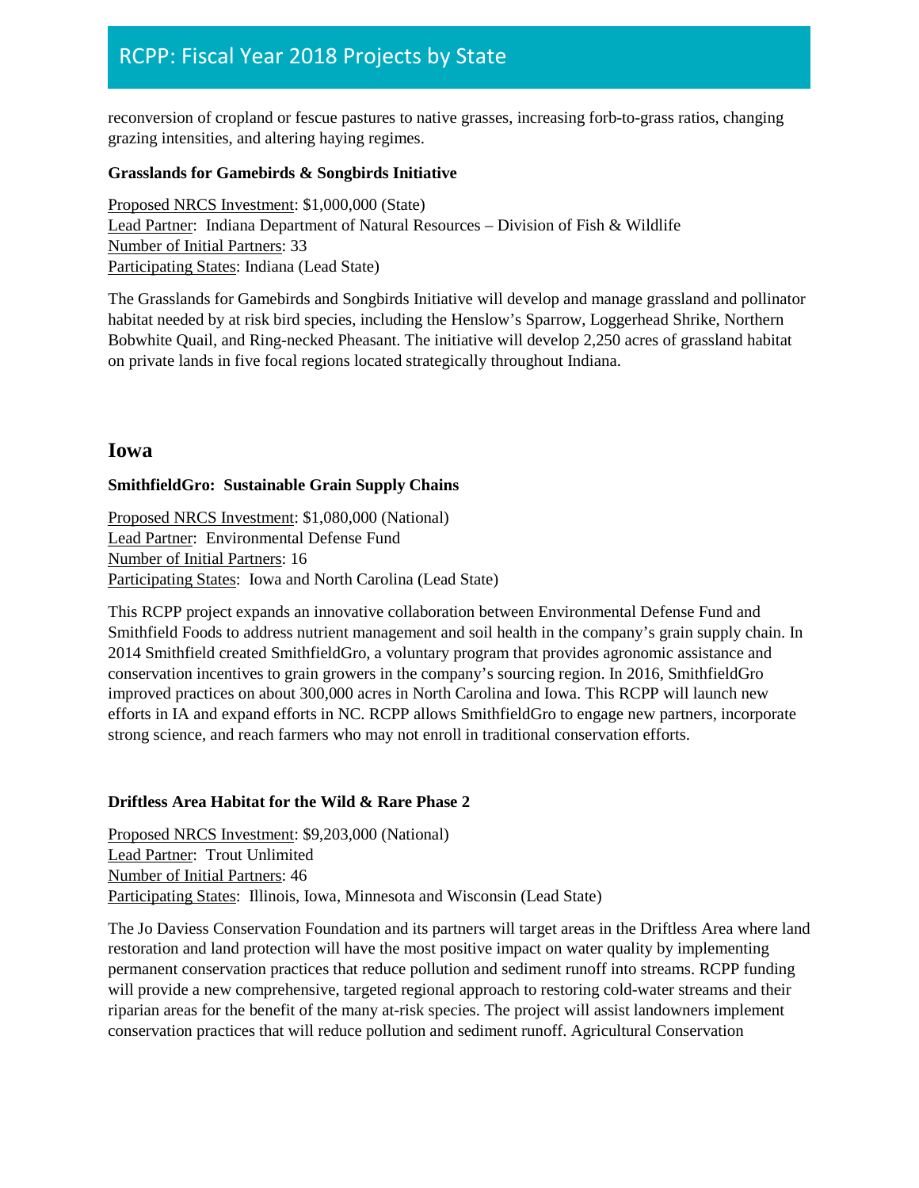reconversion of cropland or fescue pastures to native grasses, increasing forb-to-grass ratios, changing grazing intensities, and altering haying regimes.

**Grasslands for Gamebirds & Songbirds Initiative**

Proposed NRCS Investment: $1,000,000 (State)
Lead Partner: Indiana Department of Natural Resources – Division of Fish & Wildlife
Number of Initial Partners: 33
Participating States: Indiana (Lead State)

The Grasslands for Gamebirds and Songbirds Initiative will develop and manage grassland and pollinator habitat needed by at risk bird species, including the Henslow's Sparrow, Loggerhead Shrike, Northern Bobwhite Quail, and Ring-necked Pheasant. The initiative will develop 2,250 acres of grassland habitat on private lands in five focal regions located strategically throughout Indiana.

## Iowa

**SmithfieldGro: Sustainable Grain Supply Chains**

Proposed NRCS Investment: $1,080,000 (National)
Lead Partner: Environmental Defense Fund
Number of Initial Partners: 16
Participating States: Iowa and North Carolina (Lead State)

This RCPP project expands an innovative collaboration between Environmental Defense Fund and Smithfield Foods to address nutrient management and soil health in the company's grain supply chain. In 2014 Smithfield created SmithfieldGro, a voluntary program that provides agronomic assistance and conservation incentives to grain growers in the company's sourcing region. In 2016, SmithfieldGro improved practices on about 300,000 acres in North Carolina and Iowa. This RCPP will launch new efforts in IA and expand efforts in NC. RCPP allows SmithfieldGro to engage new partners, incorporate strong science, and reach farmers who may not enroll in traditional conservation efforts.

**Driftless Area Habitat for the Wild & Rare Phase 2**

Proposed NRCS Investment: $9,203,000 (National)
Lead Partner: Trout Unlimited
Number of Initial Partners: 46
Participating States: Illinois, Iowa, Minnesota and Wisconsin (Lead State)

The Jo Daviess Conservation Foundation and its partners will target areas in the Driftless Area where land restoration and land protection will have the most positive impact on water quality by implementing permanent conservation practices that reduce pollution and sediment runoff into streams. RCPP funding will provide a new comprehensive, targeted regional approach to restoring cold-water streams and their riparian areas for the benefit of the many at-risk species. The project will assist landowners implement conservation practices that will reduce pollution and sediment runoff. Agricultural Conservation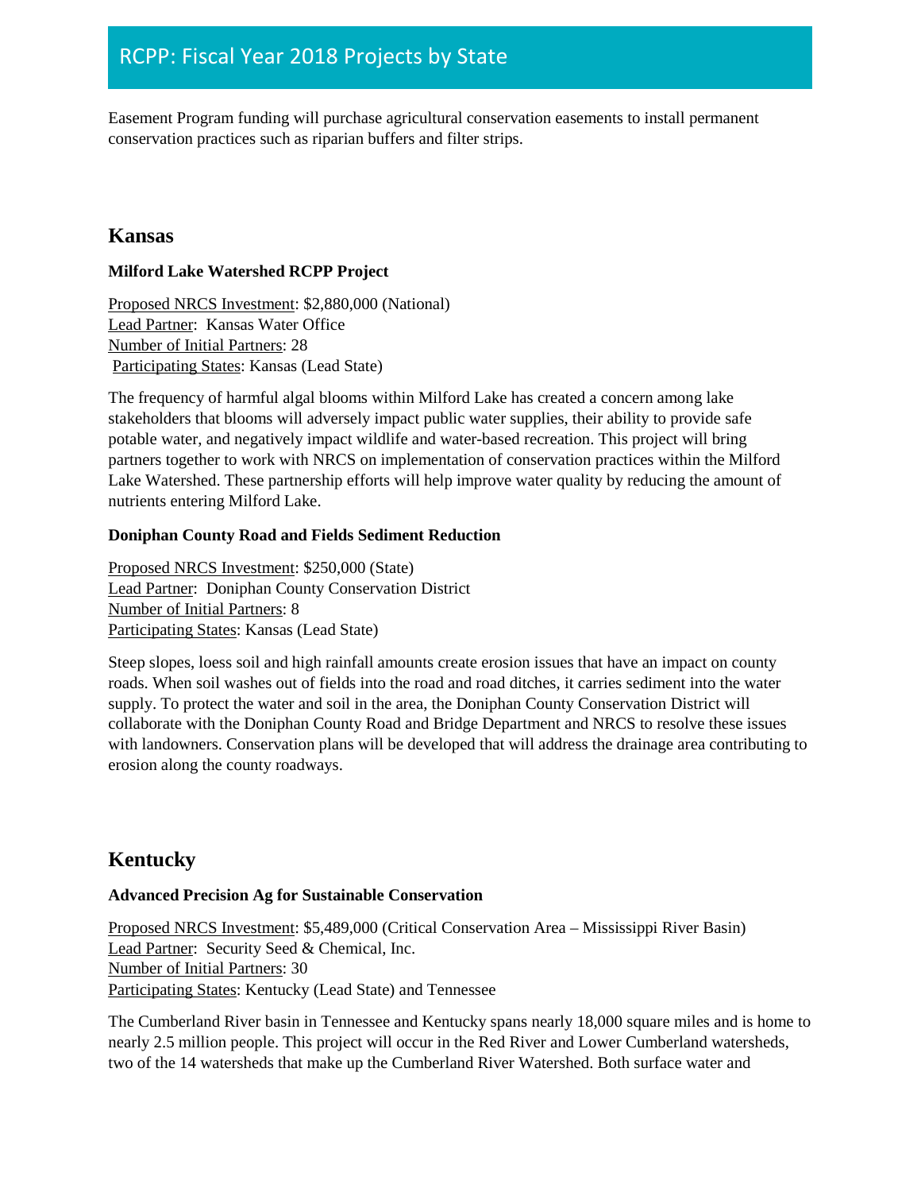Easement Program funding will purchase agricultural conservation easements to install permanent conservation practices such as riparian buffers and filter strips.

## Kansas

**Milford Lake Watershed RCPP Project**

Proposed NRCS Investment: $2,880,000 (National)
Lead Partner: Kansas Water Office
Number of Initial Partners: 28
Participating States: Kansas (Lead State)

The frequency of harmful algal blooms within Milford Lake has created a concern among lake stakeholders that blooms will adversely impact public water supplies, their ability to provide safe potable water, and negatively impact wildlife and water-based recreation. This project will bring partners together to work with NRCS on implementation of conservation practices within the Milford Lake Watershed. These partnership efforts will help improve water quality by reducing the amount of nutrients entering Milford Lake.

**Doniphan County Road and Fields Sediment Reduction**

Proposed NRCS Investment: $250,000 (State)
Lead Partner: Doniphan County Conservation District
Number of Initial Partners: 8
Participating States: Kansas (Lead State)

Steep slopes, loess soil and high rainfall amounts create erosion issues that have an impact on county roads. When soil washes out of fields into the road and road ditches, it carries sediment into the water supply. To protect the water and soil in the area, the Doniphan County Conservation District will collaborate with the Doniphan County Road and Bridge Department and NRCS to resolve these issues with landowners. Conservation plans will be developed that will address the drainage area contributing to erosion along the county roadways.

## Kentucky

**Advanced Precision Ag for Sustainable Conservation**

Proposed NRCS Investment: $5,489,000 (Critical Conservation Area – Mississippi River Basin)
Lead Partner: Security Seed & Chemical, Inc.
Number of Initial Partners: 30
Participating States: Kentucky (Lead State) and Tennessee

The Cumberland River basin in Tennessee and Kentucky spans nearly 18,000 square miles and is home to nearly 2.5 million people. This project will occur in the Red River and Lower Cumberland watersheds, two of the 14 watersheds that make up the Cumberland River Watershed. Both surface water and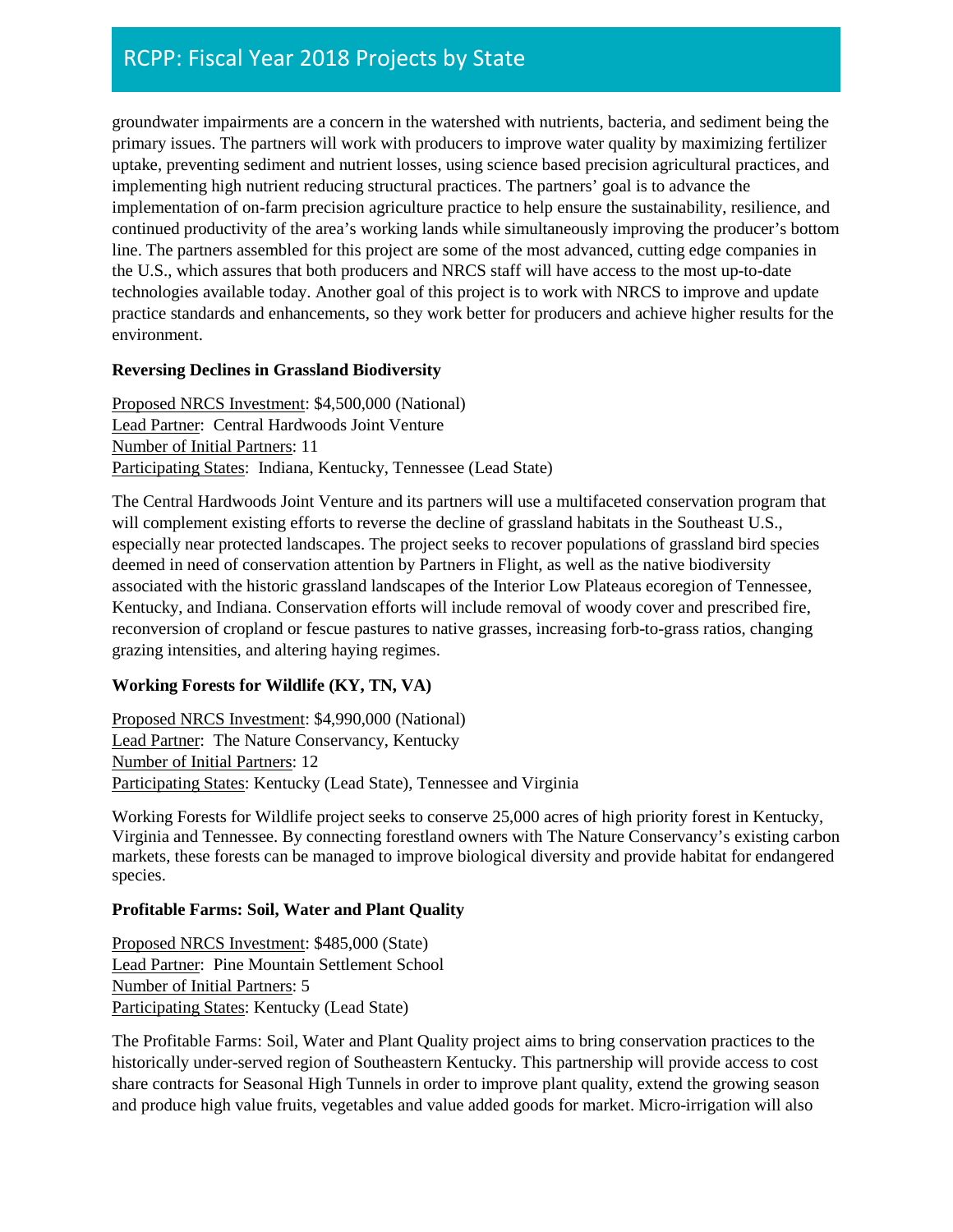groundwater impairments are a concern in the watershed with nutrients, bacteria, and sediment being the primary issues. The partners will work with producers to improve water quality by maximizing fertilizer uptake, preventing sediment and nutrient losses, using science based precision agricultural practices, and implementing high nutrient reducing structural practices. The partners' goal is to advance the implementation of on-farm precision agriculture practice to help ensure the sustainability, resilience, and continued productivity of the area's working lands while simultaneously improving the producer's bottom line. The partners assembled for this project are some of the most advanced, cutting edge companies in the U.S., which assures that both producers and NRCS staff will have access to the most up-to-date technologies available today. Another goal of this project is to work with NRCS to improve and update practice standards and enhancements, so they work better for producers and achieve higher results for the environment.

**Reversing Declines in Grassland Biodiversity**

Proposed NRCS Investment: $4,500,000 (National)
Lead Partner: Central Hardwoods Joint Venture
Number of Initial Partners: 11
Participating States: Indiana, Kentucky, Tennessee (Lead State)

The Central Hardwoods Joint Venture and its partners will use a multifaceted conservation program that will complement existing efforts to reverse the decline of grassland habitats in the Southeast U.S., especially near protected landscapes. The project seeks to recover populations of grassland bird species deemed in need of conservation attention by Partners in Flight, as well as the native biodiversity associated with the historic grassland landscapes of the Interior Low Plateaus ecoregion of Tennessee, Kentucky, and Indiana. Conservation efforts will include removal of woody cover and prescribed fire, reconversion of cropland or fescue pastures to native grasses, increasing forb-to-grass ratios, changing grazing intensities, and altering haying regimes.

**Working Forests for Wildlife (KY, TN, VA)**

Proposed NRCS Investment: $4,990,000 (National)
Lead Partner: The Nature Conservancy, Kentucky
Number of Initial Partners: 12
Participating States: Kentucky (Lead State), Tennessee and Virginia

Working Forests for Wildlife project seeks to conserve 25,000 acres of high priority forest in Kentucky, Virginia and Tennessee. By connecting forestland owners with The Nature Conservancy's existing carbon markets, these forests can be managed to improve biological diversity and provide habitat for endangered species.

**Profitable Farms: Soil, Water and Plant Quality**

Proposed NRCS Investment: $485,000 (State)
Lead Partner: Pine Mountain Settlement School
Number of Initial Partners: 5
Participating States: Kentucky (Lead State)

The Profitable Farms: Soil, Water and Plant Quality project aims to bring conservation practices to the historically under-served region of Southeastern Kentucky. This partnership will provide access to cost share contracts for Seasonal High Tunnels in order to improve plant quality, extend the growing season and produce high value fruits, vegetables and value added goods for market. Micro-irrigation will also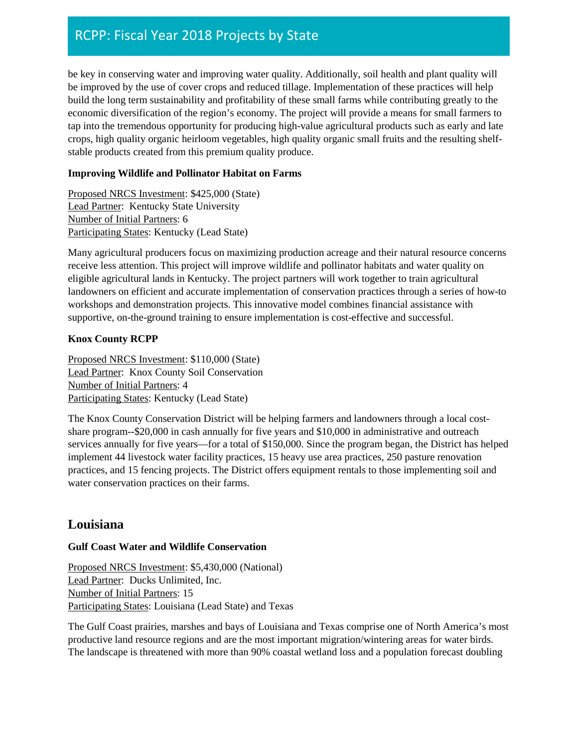be key in conserving water and improving water quality. Additionally, soil health and plant quality will be improved by the use of cover crops and reduced tillage. Implementation of these practices will help build the long term sustainability and profitability of these small farms while contributing greatly to the economic diversification of the region's economy. The project will provide a means for small farmers to tap into the tremendous opportunity for producing high-value agricultural products such as early and late crops, high quality organic heirloom vegetables, high quality organic small fruits and the resulting shelf-stable products created from this premium quality produce.

**Improving Wildlife and Pollinator Habitat on Farms**

Proposed NRCS Investment: $425,000 (State)
Lead Partner: Kentucky State University
Number of Initial Partners: 6
Participating States: Kentucky (Lead State)

Many agricultural producers focus on maximizing production acreage and their natural resource concerns receive less attention. This project will improve wildlife and pollinator habitats and water quality on eligible agricultural lands in Kentucky. The project partners will work together to train agricultural landowners on efficient and accurate implementation of conservation practices through a series of how-to workshops and demonstration projects. This innovative model combines financial assistance with supportive, on-the-ground training to ensure implementation is cost-effective and successful.

**Knox County RCPP**

Proposed NRCS Investment: $110,000 (State)
Lead Partner: Knox County Soil Conservation
Number of Initial Partners: 4
Participating States: Kentucky (Lead State)

The Knox County Conservation District will be helping farmers and landowners through a local cost-share program--$20,000 in cash annually for five years and $10,000 in administrative and outreach services annually for five years—for a total of $150,000. Since the program began, the District has helped implement 44 livestock water facility practices, 15 heavy use area practices, 250 pasture renovation practices, and 15 fencing projects. The District offers equipment rentals to those implementing soil and water conservation practices on their farms.

## Louisiana

**Gulf Coast Water and Wildlife Conservation**

Proposed NRCS Investment: $5,430,000 (National)
Lead Partner: Ducks Unlimited, Inc.
Number of Initial Partners: 15
Participating States: Louisiana (Lead State) and Texas

The Gulf Coast prairies, marshes and bays of Louisiana and Texas comprise one of North America's most productive land resource regions and are the most important migration/wintering areas for water birds. The landscape is threatened with more than 90% coastal wetland loss and a population forecast doubling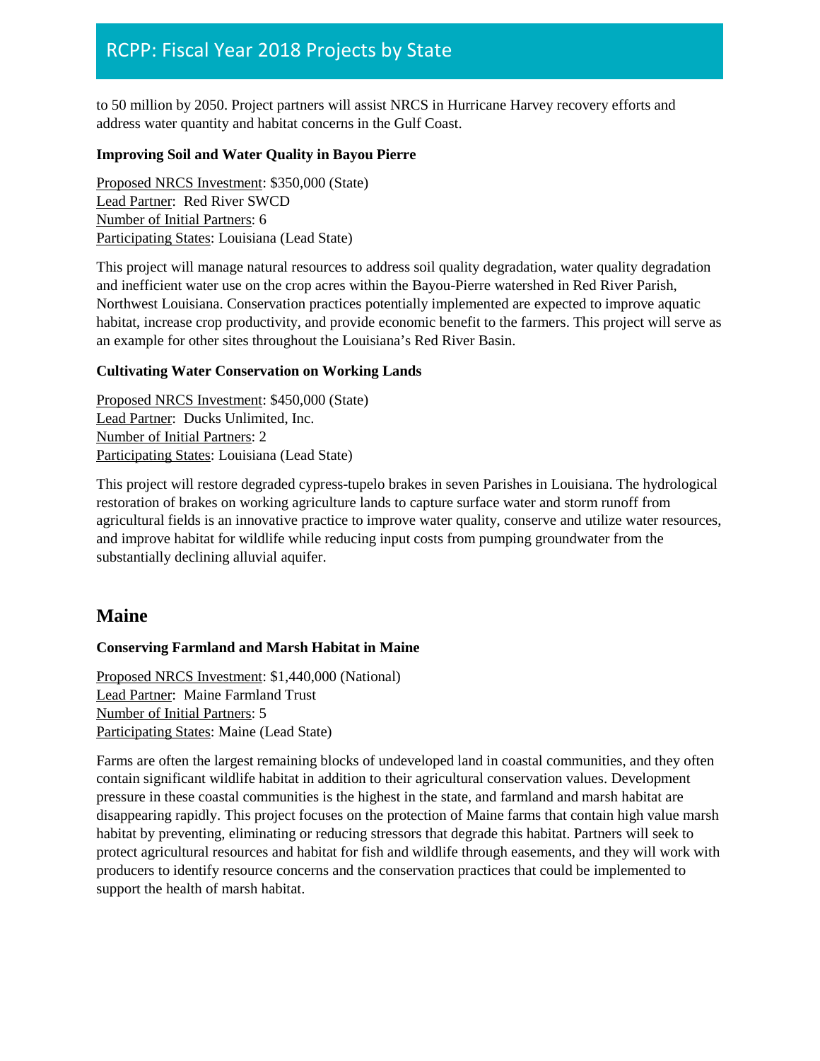to 50 million by 2050. Project partners will assist NRCS in Hurricane Harvey recovery efforts and address water quantity and habitat concerns in the Gulf Coast.

**Improving Soil and Water Quality in Bayou Pierre**

Proposed NRCS Investment: $350,000 (State)
Lead Partner: Red River SWCD
Number of Initial Partners: 6
Participating States: Louisiana (Lead State)

This project will manage natural resources to address soil quality degradation, water quality degradation and inefficient water use on the crop acres within the Bayou-Pierre watershed in Red River Parish, Northwest Louisiana. Conservation practices potentially implemented are expected to improve aquatic habitat, increase crop productivity, and provide economic benefit to the farmers. This project will serve as an example for other sites throughout the Louisiana's Red River Basin.

**Cultivating Water Conservation on Working Lands**

Proposed NRCS Investment: $450,000 (State)
Lead Partner: Ducks Unlimited, Inc.
Number of Initial Partners: 2
Participating States: Louisiana (Lead State)

This project will restore degraded cypress-tupelo brakes in seven Parishes in Louisiana. The hydrological restoration of brakes on working agriculture lands to capture surface water and storm runoff from agricultural fields is an innovative practice to improve water quality, conserve and utilize water resources, and improve habitat for wildlife while reducing input costs from pumping groundwater from the substantially declining alluvial aquifer.

## Maine

**Conserving Farmland and Marsh Habitat in Maine**

Proposed NRCS Investment: $1,440,000 (National)
Lead Partner: Maine Farmland Trust
Number of Initial Partners: 5
Participating States: Maine (Lead State)

Farms are often the largest remaining blocks of undeveloped land in coastal communities, and they often contain significant wildlife habitat in addition to their agricultural conservation values. Development pressure in these coastal communities is the highest in the state, and farmland and marsh habitat are disappearing rapidly. This project focuses on the protection of Maine farms that contain high value marsh habitat by preventing, eliminating or reducing stressors that degrade this habitat. Partners will seek to protect agricultural resources and habitat for fish and wildlife through easements, and they will work with producers to identify resource concerns and the conservation practices that could be implemented to support the health of marsh habitat.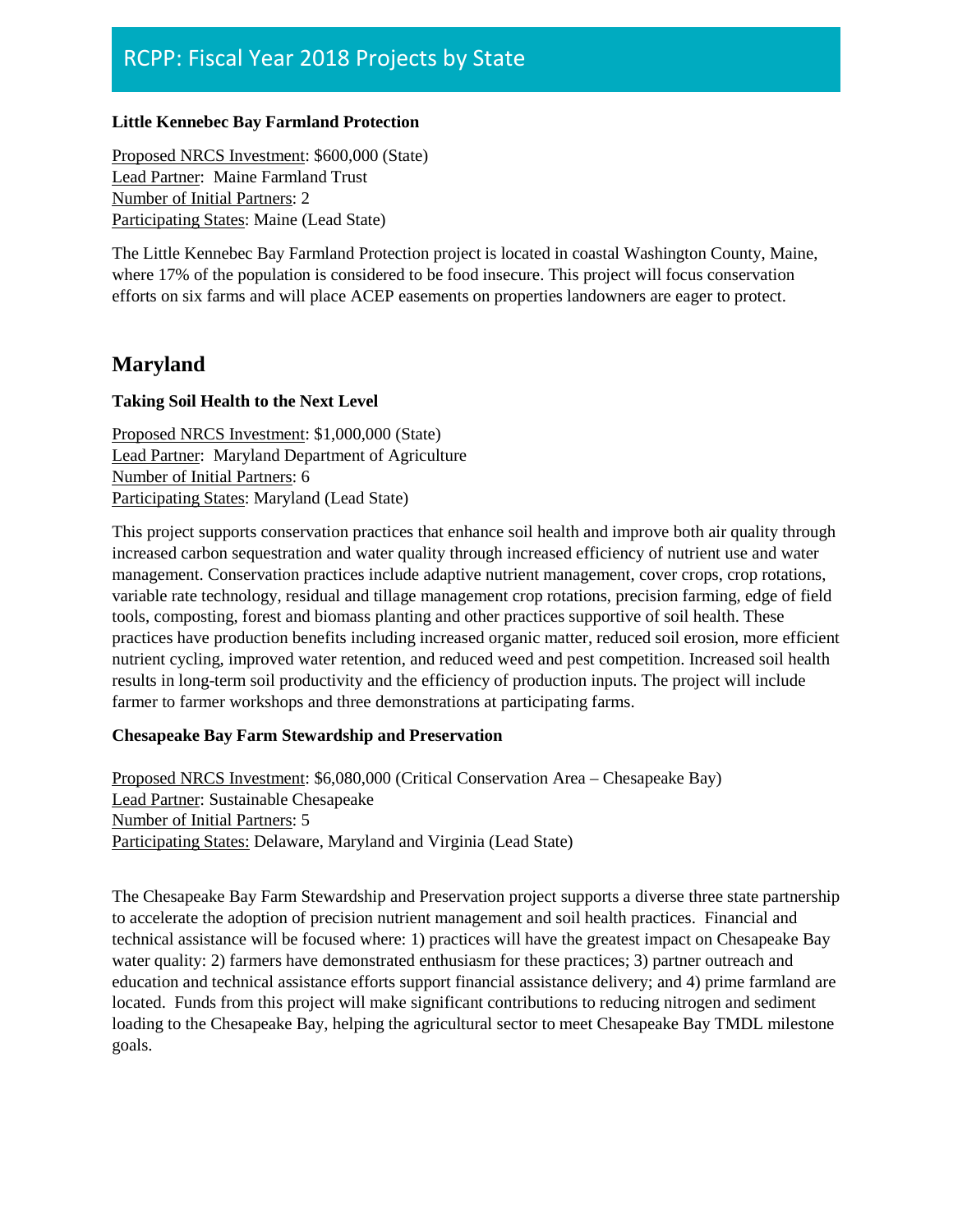**Little Kennebec Bay Farmland Protection**

Proposed NRCS Investment: $600,000 (State)
Lead Partner: Maine Farmland Trust
Number of Initial Partners: 2
Participating States: Maine (Lead State)

The Little Kennebec Bay Farmland Protection project is located in coastal Washington County, Maine, where 17% of the population is considered to be food insecure. This project will focus conservation efforts on six farms and will place ACEP easements on properties landowners are eager to protect.

## Maryland

**Taking Soil Health to the Next Level**

Proposed NRCS Investment: $1,000,000 (State)
Lead Partner: Maryland Department of Agriculture
Number of Initial Partners: 6
Participating States: Maryland (Lead State)

This project supports conservation practices that enhance soil health and improve both air quality through increased carbon sequestration and water quality through increased efficiency of nutrient use and water management. Conservation practices include adaptive nutrient management, cover crops, crop rotations, variable rate technology, residual and tillage management crop rotations, precision farming, edge of field tools, composting, forest and biomass planting and other practices supportive of soil health. These practices have production benefits including increased organic matter, reduced soil erosion, more efficient nutrient cycling, improved water retention, and reduced weed and pest competition. Increased soil health results in long-term soil productivity and the efficiency of production inputs. The project will include farmer to farmer workshops and three demonstrations at participating farms.

**Chesapeake Bay Farm Stewardship and Preservation**

Proposed NRCS Investment: $6,080,000 (Critical Conservation Area – Chesapeake Bay)
Lead Partner: Sustainable Chesapeake
Number of Initial Partners: 5
Participating States: Delaware, Maryland and Virginia (Lead State)

The Chesapeake Bay Farm Stewardship and Preservation project supports a diverse three state partnership to accelerate the adoption of precision nutrient management and soil health practices. Financial and technical assistance will be focused where: 1) practices will have the greatest impact on Chesapeake Bay water quality: 2) farmers have demonstrated enthusiasm for these practices; 3) partner outreach and education and technical assistance efforts support financial assistance delivery; and 4) prime farmland are located. Funds from this project will make significant contributions to reducing nitrogen and sediment loading to the Chesapeake Bay, helping the agricultural sector to meet Chesapeake Bay TMDL milestone goals.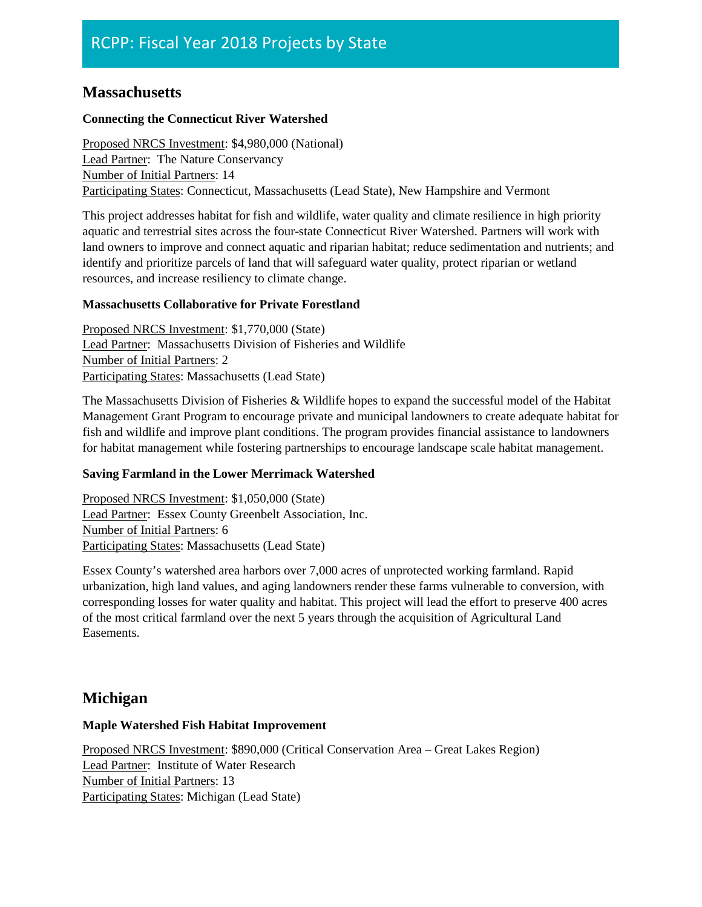# RCPP: Fiscal Year 2018 Projects by State

## Massachusetts

### Connecting the Connecticut River Watershed

Proposed NRCS Investment: $4,980,000 (National)
Lead Partner: The Nature Conservancy
Number of Initial Partners: 14
Participating States: Connecticut, Massachusetts (Lead State), New Hampshire and Vermont

This project addresses habitat for fish and wildlife, water quality and climate resilience in high priority aquatic and terrestrial sites across the four-state Connecticut River Watershed. Partners will work with land owners to improve and connect aquatic and riparian habitat; reduce sedimentation and nutrients; and identify and prioritize parcels of land that will safeguard water quality, protect riparian or wetland resources, and increase resiliency to climate change.

### Massachusetts Collaborative for Private Forestland

Proposed NRCS Investment: $1,770,000 (State)
Lead Partner: Massachusetts Division of Fisheries and Wildlife
Number of Initial Partners: 2
Participating States: Massachusetts (Lead State)

The Massachusetts Division of Fisheries & Wildlife hopes to expand the successful model of the Habitat Management Grant Program to encourage private and municipal landowners to create adequate habitat for fish and wildlife and improve plant conditions. The program provides financial assistance to landowners for habitat management while fostering partnerships to encourage landscape scale habitat management.

### Saving Farmland in the Lower Merrimack Watershed

Proposed NRCS Investment: $1,050,000 (State)
Lead Partner: Essex County Greenbelt Association, Inc.
Number of Initial Partners: 6
Participating States: Massachusetts (Lead State)

Essex County's watershed area harbors over 7,000 acres of unprotected working farmland. Rapid urbanization, high land values, and aging landowners render these farms vulnerable to conversion, with corresponding losses for water quality and habitat. This project will lead the effort to preserve 400 acres of the most critical farmland over the next 5 years through the acquisition of Agricultural Land Easements.

## Michigan

### Maple Watershed Fish Habitat Improvement

Proposed NRCS Investment: $890,000 (Critical Conservation Area – Great Lakes Region)
Lead Partner: Institute of Water Research
Number of Initial Partners: 13
Participating States: Michigan (Lead State)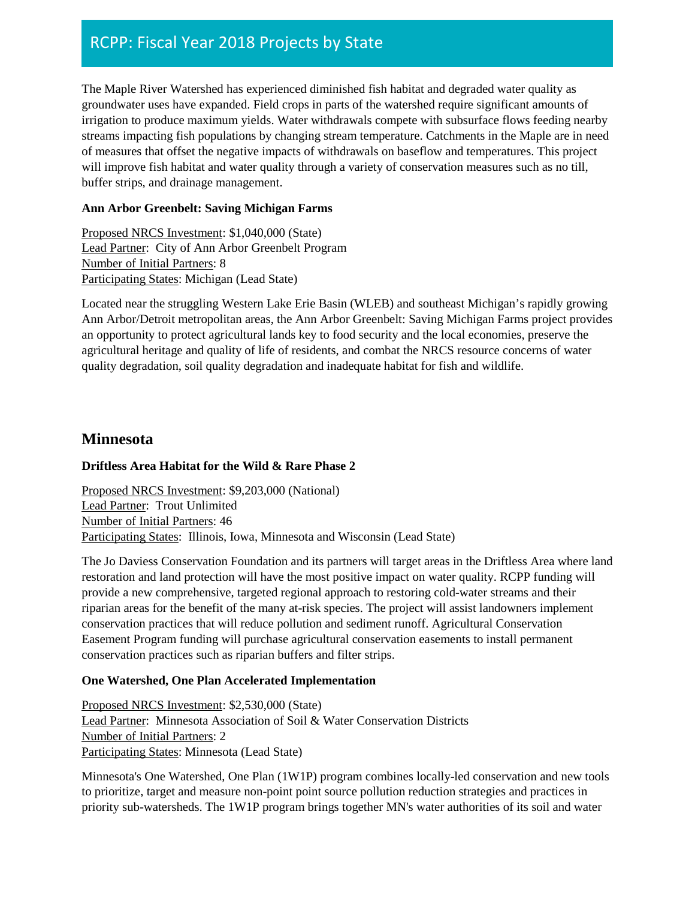The Maple River Watershed has experienced diminished fish habitat and degraded water quality as groundwater uses have expanded. Field crops in parts of the watershed require significant amounts of irrigation to produce maximum yields. Water withdrawals compete with subsurface flows feeding nearby streams impacting fish populations by changing stream temperature. Catchments in the Maple are in need of measures that offset the negative impacts of withdrawals on baseflow and temperatures. This project will improve fish habitat and water quality through a variety of conservation measures such as no till, buffer strips, and drainage management.

**Ann Arbor Greenbelt: Saving Michigan Farms**

Proposed NRCS Investment: $1,040,000 (State)
Lead Partner: City of Ann Arbor Greenbelt Program
Number of Initial Partners: 8
Participating States: Michigan (Lead State)

Located near the struggling Western Lake Erie Basin (WLEB) and southeast Michigan's rapidly growing Ann Arbor/Detroit metropolitan areas, the Ann Arbor Greenbelt: Saving Michigan Farms project provides an opportunity to protect agricultural lands key to food security and the local economies, preserve the agricultural heritage and quality of life of residents, and combat the NRCS resource concerns of water quality degradation, soil quality degradation and inadequate habitat for fish and wildlife.

## Minnesota

**Driftless Area Habitat for the Wild & Rare Phase 2**

Proposed NRCS Investment: $9,203,000 (National)
Lead Partner: Trout Unlimited
Number of Initial Partners: 46
Participating States: Illinois, Iowa, Minnesota and Wisconsin (Lead State)

The Jo Daviess Conservation Foundation and its partners will target areas in the Driftless Area where land restoration and land protection will have the most positive impact on water quality. RCPP funding will provide a new comprehensive, targeted regional approach to restoring cold-water streams and their riparian areas for the benefit of the many at-risk species. The project will assist landowners implement conservation practices that will reduce pollution and sediment runoff. Agricultural Conservation Easement Program funding will purchase agricultural conservation easements to install permanent conservation practices such as riparian buffers and filter strips.

**One Watershed, One Plan Accelerated Implementation**

Proposed NRCS Investment: $2,530,000 (State)
Lead Partner: Minnesota Association of Soil & Water Conservation Districts
Number of Initial Partners: 2
Participating States: Minnesota (Lead State)

Minnesota's One Watershed, One Plan (1W1P) program combines locally-led conservation and new tools to prioritize, target and measure non-point point source pollution reduction strategies and practices in priority sub-watersheds. The 1W1P program brings together MN's water authorities of its soil and water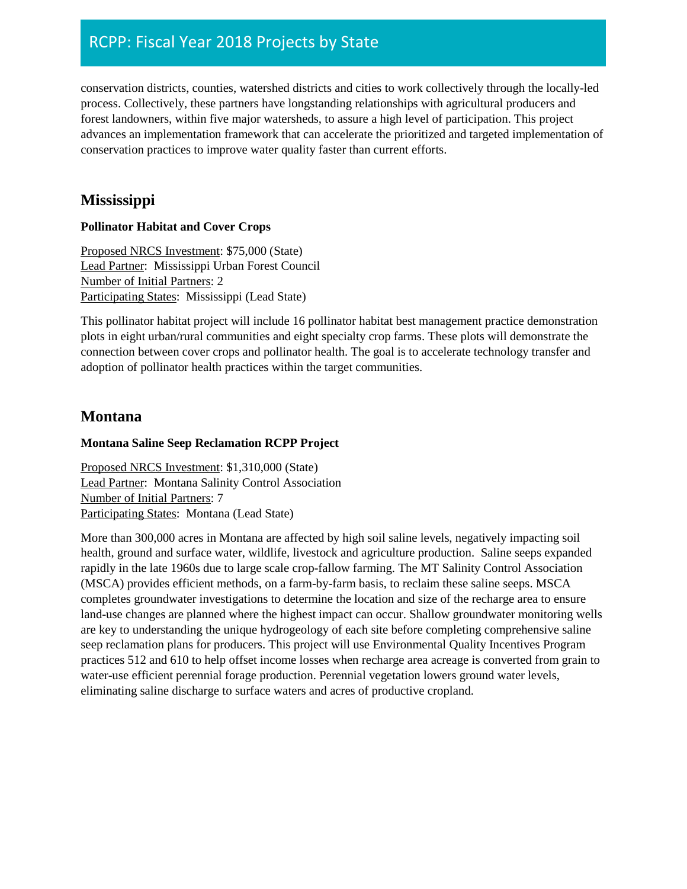conservation districts, counties, watershed districts and cities to work collectively through the locally-led process. Collectively, these partners have longstanding relationships with agricultural producers and forest landowners, within five major watersheds, to assure a high level of participation. This project advances an implementation framework that can accelerate the prioritized and targeted implementation of conservation practices to improve water quality faster than current efforts.

## Mississippi

**Pollinator Habitat and Cover Crops**

Proposed NRCS Investment: $75,000 (State)
Lead Partner: Mississippi Urban Forest Council
Number of Initial Partners: 2
Participating States: Mississippi (Lead State)

This pollinator habitat project will include 16 pollinator habitat best management practice demonstration plots in eight urban/rural communities and eight specialty crop farms. These plots will demonstrate the connection between cover crops and pollinator health. The goal is to accelerate technology transfer and adoption of pollinator health practices within the target communities.

## Montana

**Montana Saline Seep Reclamation RCPP Project**

Proposed NRCS Investment: $1,310,000 (State)
Lead Partner: Montana Salinity Control Association
Number of Initial Partners: 7
Participating States: Montana (Lead State)

More than 300,000 acres in Montana are affected by high soil saline levels, negatively impacting soil health, ground and surface water, wildlife, livestock and agriculture production. Saline seeps expanded rapidly in the late 1960s due to large scale crop-fallow farming. The MT Salinity Control Association (MSCA) provides efficient methods, on a farm-by-farm basis, to reclaim these saline seeps. MSCA completes groundwater investigations to determine the location and size of the recharge area to ensure land-use changes are planned where the highest impact can occur. Shallow groundwater monitoring wells are key to understanding the unique hydrogeology of each site before completing comprehensive saline seep reclamation plans for producers. This project will use Environmental Quality Incentives Program practices 512 and 610 to help offset income losses when recharge area acreage is converted from grain to water-use efficient perennial forage production. Perennial vegetation lowers ground water levels, eliminating saline discharge to surface waters and acres of productive cropland.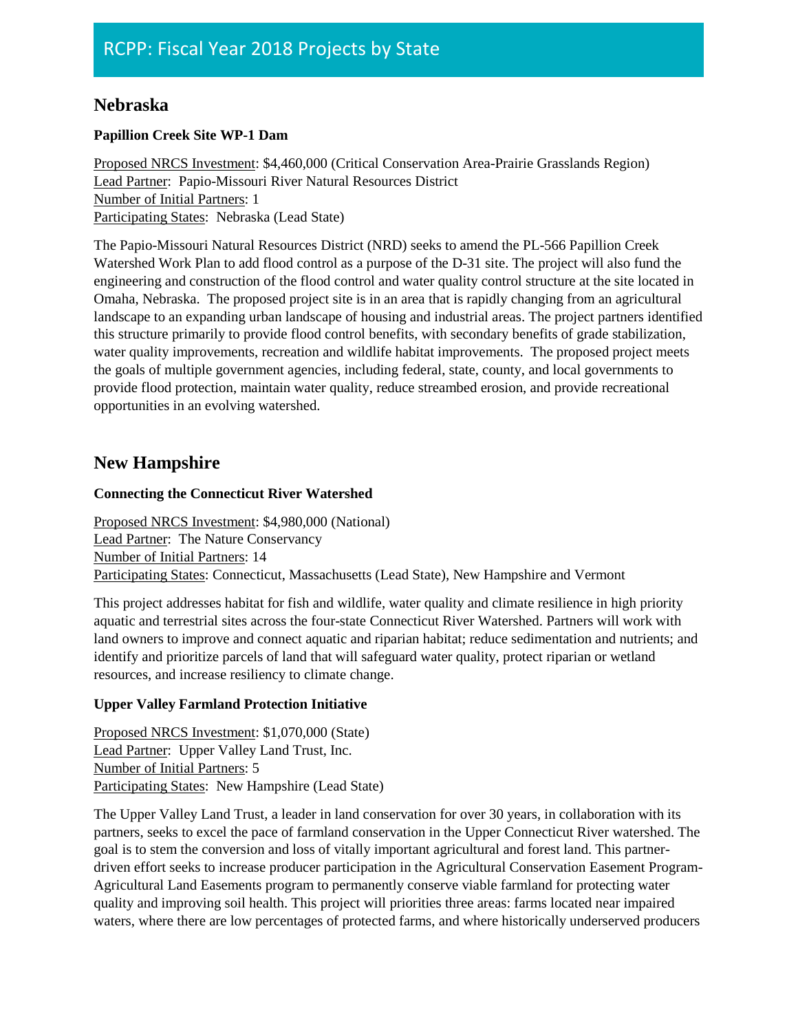# RCPP: Fiscal Year 2018 Projects by State

## Nebraska

### Papillion Creek Site WP-1 Dam

Proposed NRCS Investment: $4,460,000 (Critical Conservation Area-Prairie Grasslands Region)
Lead Partner: Papio-Missouri River Natural Resources District
Number of Initial Partners: 1
Participating States: Nebraska (Lead State)

The Papio-Missouri Natural Resources District (NRD) seeks to amend the PL-566 Papillion Creek Watershed Work Plan to add flood control as a purpose of the D-31 site. The project will also fund the engineering and construction of the flood control and water quality control structure at the site located in Omaha, Nebraska. The proposed project site is in an area that is rapidly changing from an agricultural landscape to an expanding urban landscape of housing and industrial areas. The project partners identified this structure primarily to provide flood control benefits, with secondary benefits of grade stabilization, water quality improvements, recreation and wildlife habitat improvements. The proposed project meets the goals of multiple government agencies, including federal, state, county, and local governments to provide flood protection, maintain water quality, reduce streambed erosion, and provide recreational opportunities in an evolving watershed.

## New Hampshire

### Connecting the Connecticut River Watershed

Proposed NRCS Investment: $4,980,000 (National)
Lead Partner: The Nature Conservancy
Number of Initial Partners: 14
Participating States: Connecticut, Massachusetts (Lead State), New Hampshire and Vermont

This project addresses habitat for fish and wildlife, water quality and climate resilience in high priority aquatic and terrestrial sites across the four-state Connecticut River Watershed. Partners will work with land owners to improve and connect aquatic and riparian habitat; reduce sedimentation and nutrients; and identify and prioritize parcels of land that will safeguard water quality, protect riparian or wetland resources, and increase resiliency to climate change.

### Upper Valley Farmland Protection Initiative

Proposed NRCS Investment: $1,070,000 (State)
Lead Partner: Upper Valley Land Trust, Inc.
Number of Initial Partners: 5
Participating States: New Hampshire (Lead State)

The Upper Valley Land Trust, a leader in land conservation for over 30 years, in collaboration with its partners, seeks to excel the pace of farmland conservation in the Upper Connecticut River watershed. The goal is to stem the conversion and loss of vitally important agricultural and forest land. This partner-driven effort seeks to increase producer participation in the Agricultural Conservation Easement Program-Agricultural Land Easements program to permanently conserve viable farmland for protecting water quality and improving soil health. This project will priorities three areas: farms located near impaired waters, where there are low percentages of protected farms, and where historically underserved producers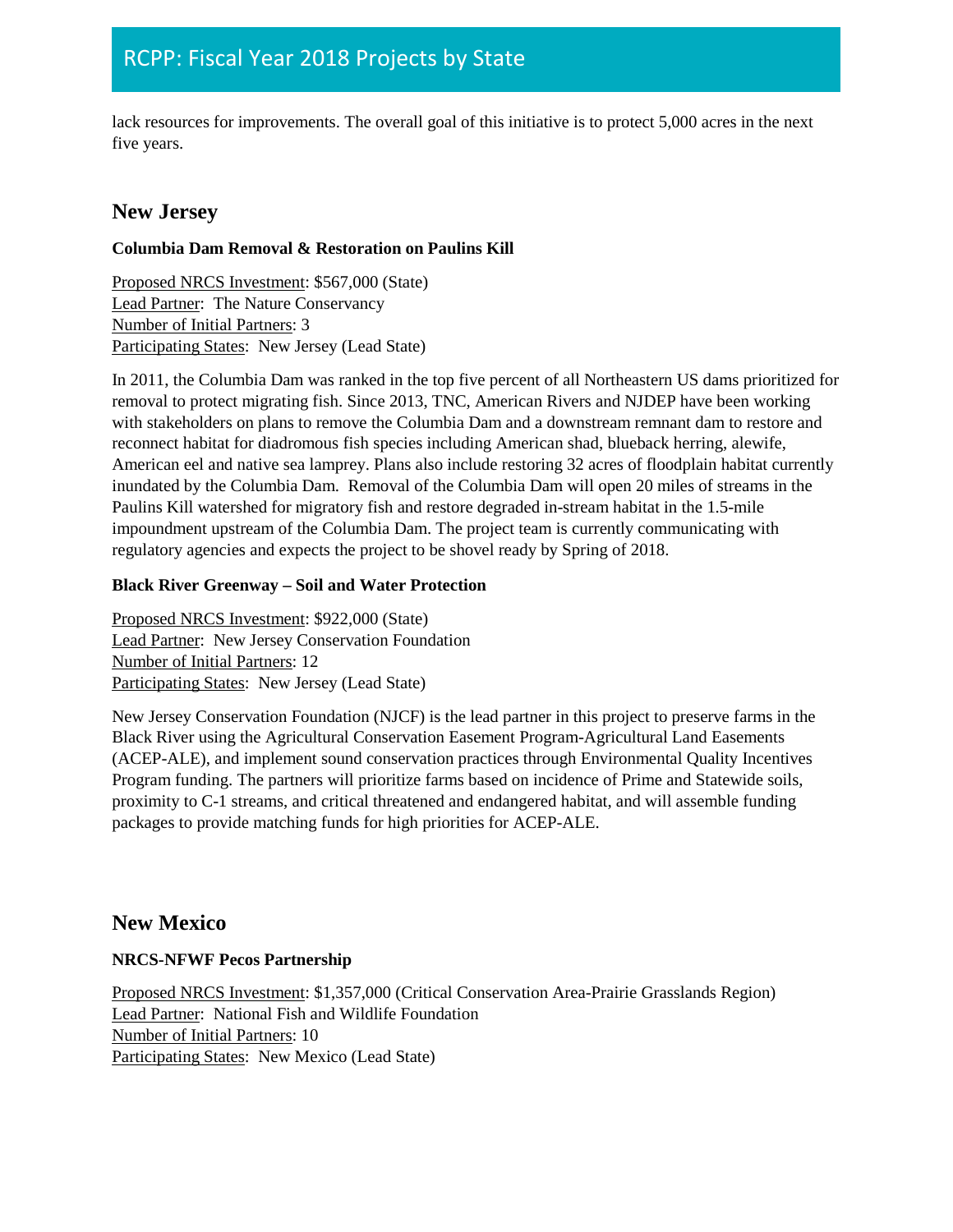lack resources for improvements. The overall goal of this initiative is to protect 5,000 acres in the next five years.

## New Jersey

**Columbia Dam Removal & Restoration on Paulins Kill**

Proposed NRCS Investment: $567,000 (State)
Lead Partner: The Nature Conservancy
Number of Initial Partners: 3
Participating States: New Jersey (Lead State)

In 2011, the Columbia Dam was ranked in the top five percent of all Northeastern US dams prioritized for removal to protect migrating fish. Since 2013, TNC, American Rivers and NJDEP have been working with stakeholders on plans to remove the Columbia Dam and a downstream remnant dam to restore and reconnect habitat for diadromous fish species including American shad, blueback herring, alewife, American eel and native sea lamprey. Plans also include restoring 32 acres of floodplain habitat currently inundated by the Columbia Dam. Removal of the Columbia Dam will open 20 miles of streams in the Paulins Kill watershed for migratory fish and restore degraded in-stream habitat in the 1.5-mile impoundment upstream of the Columbia Dam. The project team is currently communicating with regulatory agencies and expects the project to be shovel ready by Spring of 2018.

**Black River Greenway – Soil and Water Protection**

Proposed NRCS Investment: $922,000 (State)
Lead Partner: New Jersey Conservation Foundation
Number of Initial Partners: 12
Participating States: New Jersey (Lead State)

New Jersey Conservation Foundation (NJCF) is the lead partner in this project to preserve farms in the Black River using the Agricultural Conservation Easement Program-Agricultural Land Easements (ACEP-ALE), and implement sound conservation practices through Environmental Quality Incentives Program funding. The partners will prioritize farms based on incidence of Prime and Statewide soils, proximity to C-1 streams, and critical threatened and endangered habitat, and will assemble funding packages to provide matching funds for high priorities for ACEP-ALE.

## New Mexico

**NRCS-NFWF Pecos Partnership**

Proposed NRCS Investment: $1,357,000 (Critical Conservation Area-Prairie Grasslands Region)
Lead Partner: National Fish and Wildlife Foundation
Number of Initial Partners: 10
Participating States: New Mexico (Lead State)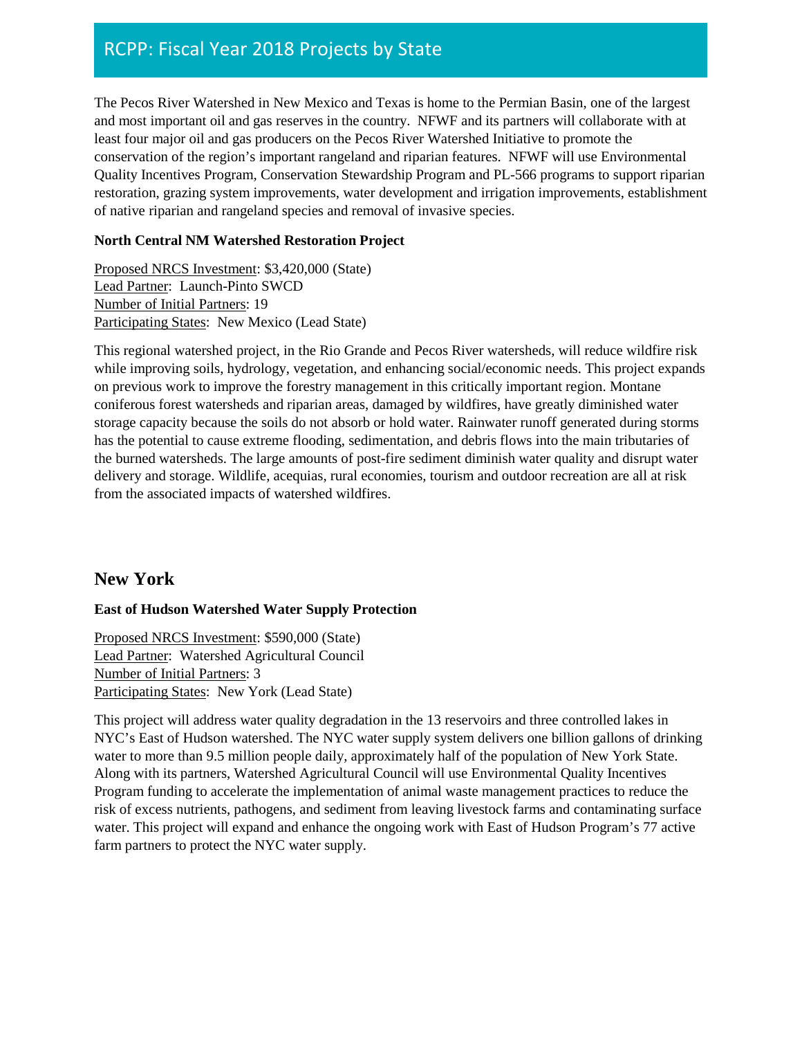The Pecos River Watershed in New Mexico and Texas is home to the Permian Basin, one of the largest and most important oil and gas reserves in the country. NFWF and its partners will collaborate with at least four major oil and gas producers on the Pecos River Watershed Initiative to promote the conservation of the region's important rangeland and riparian features. NFWF will use Environmental Quality Incentives Program, Conservation Stewardship Program and PL-566 programs to support riparian restoration, grazing system improvements, water development and irrigation improvements, establishment of native riparian and rangeland species and removal of invasive species.

**North Central NM Watershed Restoration Project**

Proposed NRCS Investment: $3,420,000 (State)
Lead Partner: Launch-Pinto SWCD
Number of Initial Partners: 19
Participating States: New Mexico (Lead State)

This regional watershed project, in the Rio Grande and Pecos River watersheds, will reduce wildfire risk while improving soils, hydrology, vegetation, and enhancing social/economic needs. This project expands on previous work to improve the forestry management in this critically important region. Montane coniferous forest watersheds and riparian areas, damaged by wildfires, have greatly diminished water storage capacity because the soils do not absorb or hold water. Rainwater runoff generated during storms has the potential to cause extreme flooding, sedimentation, and debris flows into the main tributaries of the burned watersheds. The large amounts of post-fire sediment diminish water quality and disrupt water delivery and storage. Wildlife, acequias, rural economies, tourism and outdoor recreation are all at risk from the associated impacts of watershed wildfires.

## New York

**East of Hudson Watershed Water Supply Protection**

Proposed NRCS Investment: $590,000 (State)
Lead Partner: Watershed Agricultural Council
Number of Initial Partners: 3
Participating States: New York (Lead State)

This project will address water quality degradation in the 13 reservoirs and three controlled lakes in NYC's East of Hudson watershed. The NYC water supply system delivers one billion gallons of drinking water to more than 9.5 million people daily, approximately half of the population of New York State. Along with its partners, Watershed Agricultural Council will use Environmental Quality Incentives Program funding to accelerate the implementation of animal waste management practices to reduce the risk of excess nutrients, pathogens, and sediment from leaving livestock farms and contaminating surface water. This project will expand and enhance the ongoing work with East of Hudson Program's 77 active farm partners to protect the NYC water supply.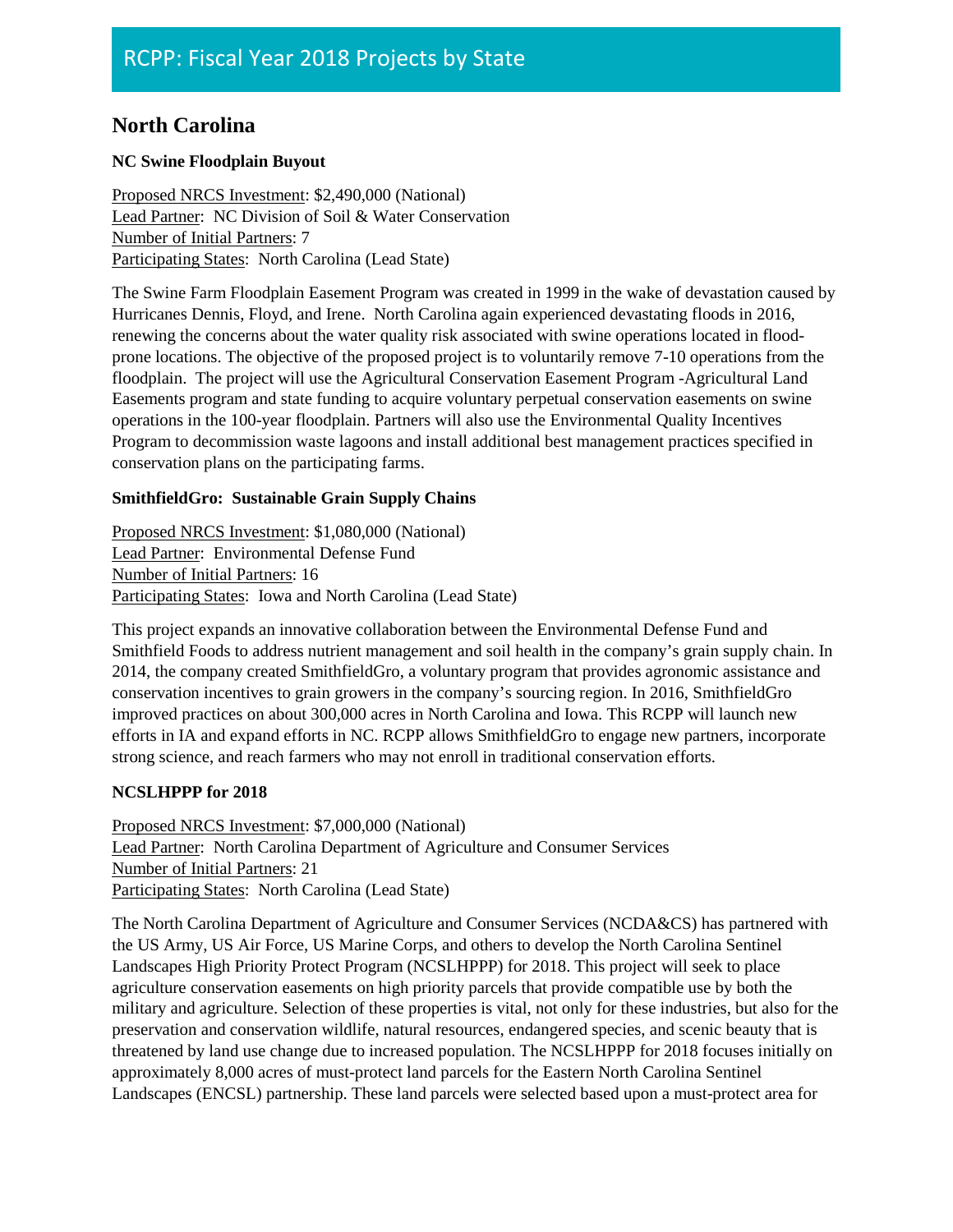# RCPP: Fiscal Year 2018 Projects by State

## North Carolina

### NC Swine Floodplain Buyout

Proposed NRCS Investment: $2,490,000 (National)
Lead Partner: NC Division of Soil & Water Conservation
Number of Initial Partners: 7
Participating States: North Carolina (Lead State)

The Swine Farm Floodplain Easement Program was created in 1999 in the wake of devastation caused by Hurricanes Dennis, Floyd, and Irene. North Carolina again experienced devastating floods in 2016, renewing the concerns about the water quality risk associated with swine operations located in flood-prone locations. The objective of the proposed project is to voluntarily remove 7-10 operations from the floodplain. The project will use the Agricultural Conservation Easement Program -Agricultural Land Easements program and state funding to acquire voluntary perpetual conservation easements on swine operations in the 100-year floodplain. Partners will also use the Environmental Quality Incentives Program to decommission waste lagoons and install additional best management practices specified in conservation plans on the participating farms.

### SmithfieldGro: Sustainable Grain Supply Chains

Proposed NRCS Investment: $1,080,000 (National)
Lead Partner: Environmental Defense Fund
Number of Initial Partners: 16
Participating States: Iowa and North Carolina (Lead State)

This project expands an innovative collaboration between the Environmental Defense Fund and Smithfield Foods to address nutrient management and soil health in the company's grain supply chain. In 2014, the company created SmithfieldGro, a voluntary program that provides agronomic assistance and conservation incentives to grain growers in the company's sourcing region. In 2016, SmithfieldGro improved practices on about 300,000 acres in North Carolina and Iowa. This RCPP will launch new efforts in IA and expand efforts in NC. RCPP allows SmithfieldGro to engage new partners, incorporate strong science, and reach farmers who may not enroll in traditional conservation efforts.

### NCSLHPPP for 2018

Proposed NRCS Investment: $7,000,000 (National)
Lead Partner: North Carolina Department of Agriculture and Consumer Services
Number of Initial Partners: 21
Participating States: North Carolina (Lead State)

The North Carolina Department of Agriculture and Consumer Services (NCDA&CS) has partnered with the US Army, US Air Force, US Marine Corps, and others to develop the North Carolina Sentinel Landscapes High Priority Protect Program (NCSLHPPP) for 2018. This project will seek to place agriculture conservation easements on high priority parcels that provide compatible use by both the military and agriculture. Selection of these properties is vital, not only for these industries, but also for the preservation and conservation wildlife, natural resources, endangered species, and scenic beauty that is threatened by land use change due to increased population. The NCSLHPPP for 2018 focuses initially on approximately 8,000 acres of must-protect land parcels for the Eastern North Carolina Sentinel Landscapes (ENCSL) partnership. These land parcels were selected based upon a must-protect area for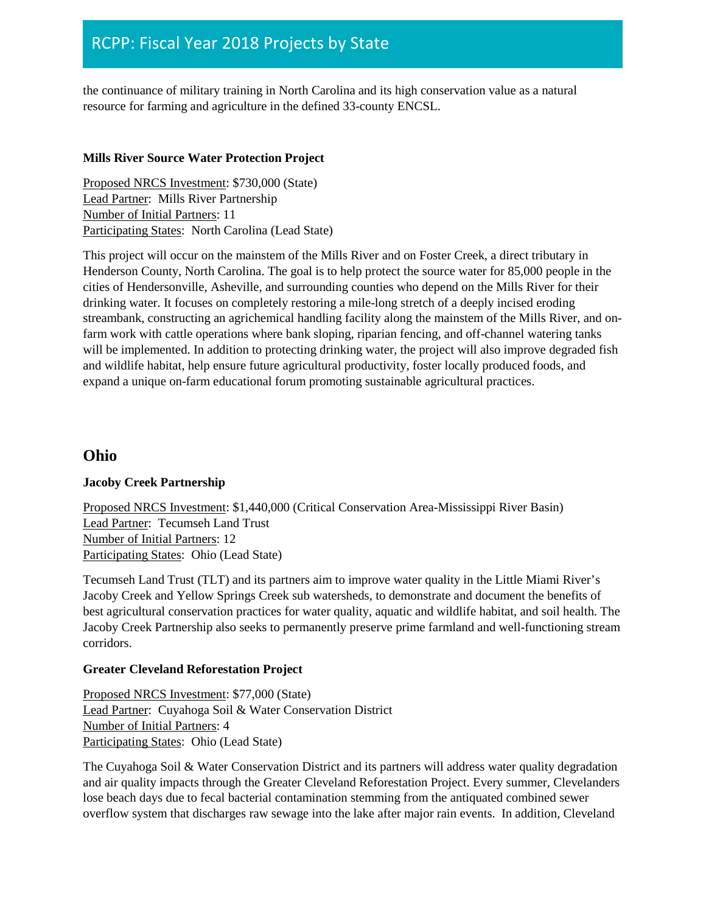the continuance of military training in North Carolina and its high conservation value as a natural resource for farming and agriculture in the defined 33-county ENCSL.

**Mills River Source Water Protection Project**

Proposed NRCS Investment: $730,000 (State)
Lead Partner: Mills River Partnership
Number of Initial Partners: 11
Participating States: North Carolina (Lead State)

This project will occur on the mainstem of the Mills River and on Foster Creek, a direct tributary in Henderson County, North Carolina. The goal is to help protect the source water for 85,000 people in the cities of Hendersonville, Asheville, and surrounding counties who depend on the Mills River for their drinking water. It focuses on completely restoring a mile-long stretch of a deeply incised eroding streambank, constructing an agrichemical handling facility along the mainstem of the Mills River, and on-farm work with cattle operations where bank sloping, riparian fencing, and off-channel watering tanks will be implemented. In addition to protecting drinking water, the project will also improve degraded fish and wildlife habitat, help ensure future agricultural productivity, foster locally produced foods, and expand a unique on-farm educational forum promoting sustainable agricultural practices.

## Ohio

**Jacoby Creek Partnership**

Proposed NRCS Investment: $1,440,000 (Critical Conservation Area-Mississippi River Basin)
Lead Partner: Tecumseh Land Trust
Number of Initial Partners: 12
Participating States: Ohio (Lead State)

Tecumseh Land Trust (TLT) and its partners aim to improve water quality in the Little Miami River's Jacoby Creek and Yellow Springs Creek sub watersheds, to demonstrate and document the benefits of best agricultural conservation practices for water quality, aquatic and wildlife habitat, and soil health. The Jacoby Creek Partnership also seeks to permanently preserve prime farmland and well-functioning stream corridors.

**Greater Cleveland Reforestation Project**

Proposed NRCS Investment: $77,000 (State)
Lead Partner: Cuyahoga Soil & Water Conservation District
Number of Initial Partners: 4
Participating States: Ohio (Lead State)

The Cuyahoga Soil & Water Conservation District and its partners will address water quality degradation and air quality impacts through the Greater Cleveland Reforestation Project. Every summer, Clevelanders lose beach days due to fecal bacterial contamination stemming from the antiquated combined sewer overflow system that discharges raw sewage into the lake after major rain events. In addition, Cleveland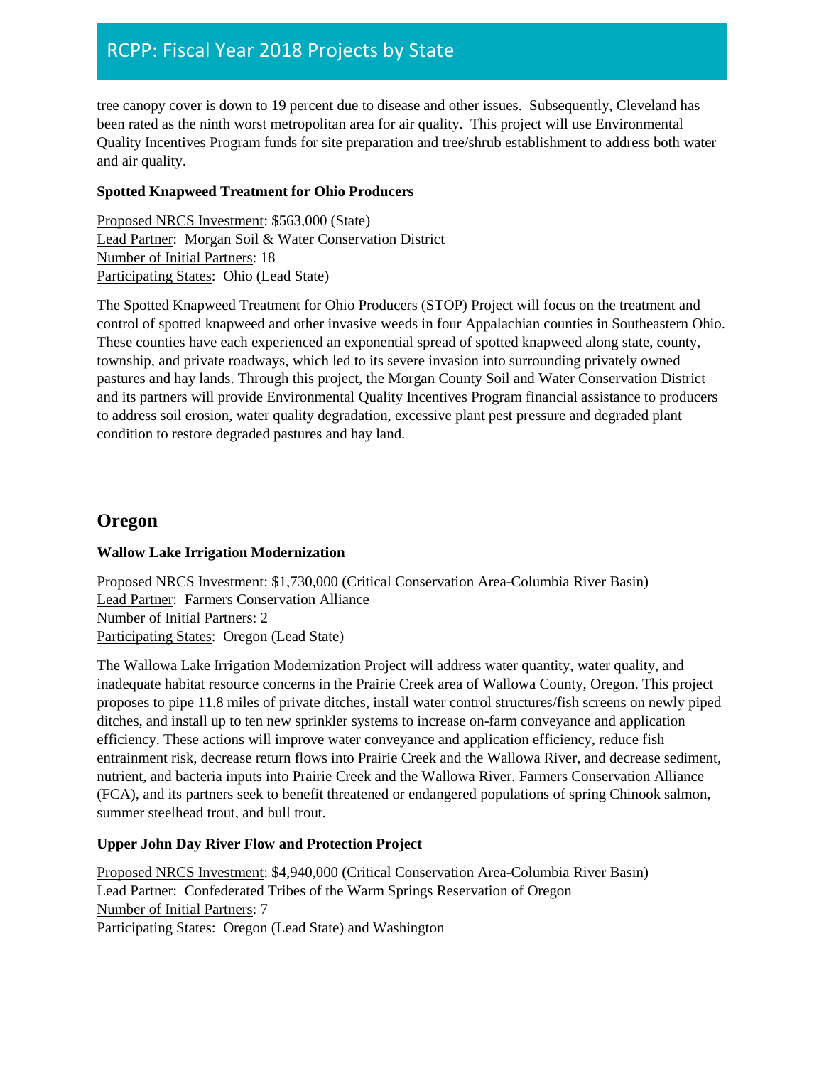tree canopy cover is down to 19 percent due to disease and other issues. Subsequently, Cleveland has been rated as the ninth worst metropolitan area for air quality. This project will use Environmental Quality Incentives Program funds for site preparation and tree/shrub establishment to address both water and air quality.

**Spotted Knapweed Treatment for Ohio Producers**

Proposed NRCS Investment: $563,000 (State)
Lead Partner: Morgan Soil & Water Conservation District
Number of Initial Partners: 18
Participating States: Ohio (Lead State)

The Spotted Knapweed Treatment for Ohio Producers (STOP) Project will focus on the treatment and control of spotted knapweed and other invasive weeds in four Appalachian counties in Southeastern Ohio. These counties have each experienced an exponential spread of spotted knapweed along state, county, township, and private roadways, which led to its severe invasion into surrounding privately owned pastures and hay lands. Through this project, the Morgan County Soil and Water Conservation District and its partners will provide Environmental Quality Incentives Program financial assistance to producers to address soil erosion, water quality degradation, excessive plant pest pressure and degraded plant condition to restore degraded pastures and hay land.

## Oregon

**Wallow Lake Irrigation Modernization**

Proposed NRCS Investment: $1,730,000 (Critical Conservation Area-Columbia River Basin)
Lead Partner: Farmers Conservation Alliance
Number of Initial Partners: 2
Participating States: Oregon (Lead State)

The Wallowa Lake Irrigation Modernization Project will address water quantity, water quality, and inadequate habitat resource concerns in the Prairie Creek area of Wallowa County, Oregon. This project proposes to pipe 11.8 miles of private ditches, install water control structures/fish screens on newly piped ditches, and install up to ten new sprinkler systems to increase on-farm conveyance and application efficiency. These actions will improve water conveyance and application efficiency, reduce fish entrainment risk, decrease return flows into Prairie Creek and the Wallowa River, and decrease sediment, nutrient, and bacteria inputs into Prairie Creek and the Wallowa River. Farmers Conservation Alliance (FCA), and its partners seek to benefit threatened or endangered populations of spring Chinook salmon, summer steelhead trout, and bull trout.

**Upper John Day River Flow and Protection Project**

Proposed NRCS Investment: $4,940,000 (Critical Conservation Area-Columbia River Basin)
Lead Partner: Confederated Tribes of the Warm Springs Reservation of Oregon
Number of Initial Partners: 7
Participating States: Oregon (Lead State) and Washington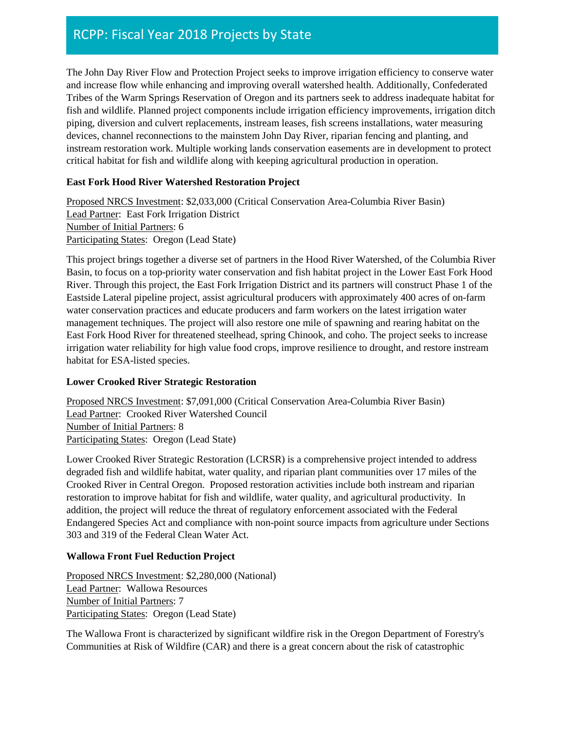The John Day River Flow and Protection Project seeks to improve irrigation efficiency to conserve water and increase flow while enhancing and improving overall watershed health. Additionally, Confederated Tribes of the Warm Springs Reservation of Oregon and its partners seek to address inadequate habitat for fish and wildlife. Planned project components include irrigation efficiency improvements, irrigation ditch piping, diversion and culvert replacements, instream leases, fish screens installations, water measuring devices, channel reconnections to the mainstem John Day River, riparian fencing and planting, and instream restoration work. Multiple working lands conservation easements are in development to protect critical habitat for fish and wildlife along with keeping agricultural production in operation.

**East Fork Hood River Watershed Restoration Project**

Proposed NRCS Investment: $2,033,000 (Critical Conservation Area-Columbia River Basin)
Lead Partner: East Fork Irrigation District
Number of Initial Partners: 6
Participating States: Oregon (Lead State)

This project brings together a diverse set of partners in the Hood River Watershed, of the Columbia River Basin, to focus on a top-priority water conservation and fish habitat project in the Lower East Fork Hood River. Through this project, the East Fork Irrigation District and its partners will construct Phase 1 of the Eastside Lateral pipeline project, assist agricultural producers with approximately 400 acres of on-farm water conservation practices and educate producers and farm workers on the latest irrigation water management techniques. The project will also restore one mile of spawning and rearing habitat on the East Fork Hood River for threatened steelhead, spring Chinook, and coho. The project seeks to increase irrigation water reliability for high value food crops, improve resilience to drought, and restore instream habitat for ESA-listed species.

**Lower Crooked River Strategic Restoration**

Proposed NRCS Investment: $7,091,000 (Critical Conservation Area-Columbia River Basin)
Lead Partner: Crooked River Watershed Council
Number of Initial Partners: 8
Participating States: Oregon (Lead State)

Lower Crooked River Strategic Restoration (LCRSR) is a comprehensive project intended to address degraded fish and wildlife habitat, water quality, and riparian plant communities over 17 miles of the Crooked River in Central Oregon. Proposed restoration activities include both instream and riparian restoration to improve habitat for fish and wildlife, water quality, and agricultural productivity. In addition, the project will reduce the threat of regulatory enforcement associated with the Federal Endangered Species Act and compliance with non-point source impacts from agriculture under Sections 303 and 319 of the Federal Clean Water Act.

**Wallowa Front Fuel Reduction Project**

Proposed NRCS Investment: $2,280,000 (National)
Lead Partner: Wallowa Resources
Number of Initial Partners: 7
Participating States: Oregon (Lead State)

The Wallowa Front is characterized by significant wildfire risk in the Oregon Department of Forestry's Communities at Risk of Wildfire (CAR) and there is a great concern about the risk of catastrophic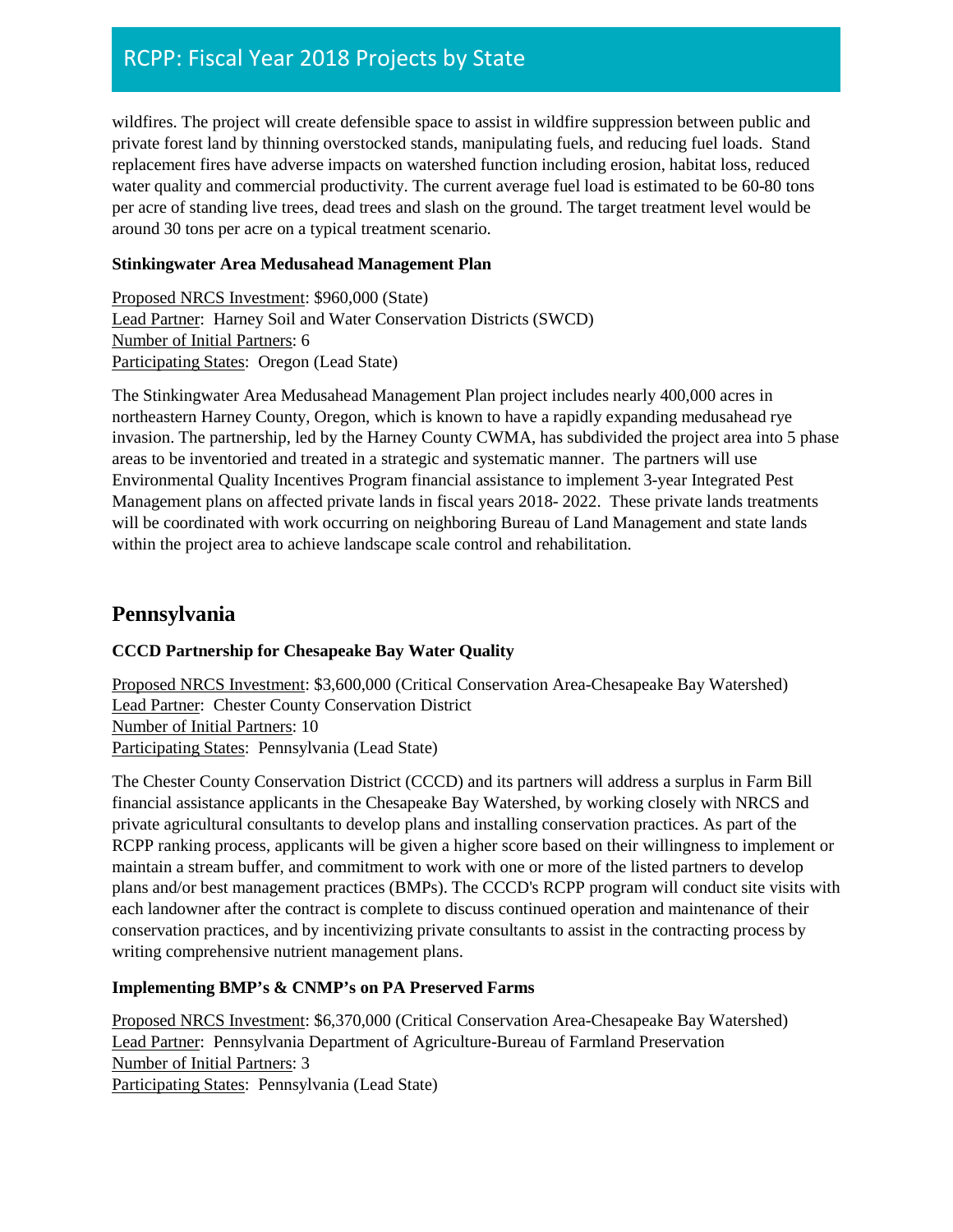wildfires. The project will create defensible space to assist in wildfire suppression between public and private forest land by thinning overstocked stands, manipulating fuels, and reducing fuel loads. Stand replacement fires have adverse impacts on watershed function including erosion, habitat loss, reduced water quality and commercial productivity. The current average fuel load is estimated to be 60-80 tons per acre of standing live trees, dead trees and slash on the ground. The target treatment level would be around 30 tons per acre on a typical treatment scenario.

### Stinkingwater Area Medusahead Management Plan

Proposed NRCS Investment: $960,000 (State)
Lead Partner: Harney Soil and Water Conservation Districts (SWCD)
Number of Initial Partners: 6
Participating States: Oregon (Lead State)

The Stinkingwater Area Medusahead Management Plan project includes nearly 400,000 acres in northeastern Harney County, Oregon, which is known to have a rapidly expanding medusahead rye invasion. The partnership, led by the Harney County CWMA, has subdivided the project area into 5 phase areas to be inventoried and treated in a strategic and systematic manner. The partners will use Environmental Quality Incentives Program financial assistance to implement 3-year Integrated Pest Management plans on affected private lands in fiscal years 2018- 2022. These private lands treatments will be coordinated with work occurring on neighboring Bureau of Land Management and state lands within the project area to achieve landscape scale control and rehabilitation.

## Pennsylvania

### CCCD Partnership for Chesapeake Bay Water Quality

Proposed NRCS Investment: $3,600,000 (Critical Conservation Area-Chesapeake Bay Watershed)
Lead Partner: Chester County Conservation District
Number of Initial Partners: 10
Participating States: Pennsylvania (Lead State)

The Chester County Conservation District (CCCD) and its partners will address a surplus in Farm Bill financial assistance applicants in the Chesapeake Bay Watershed, by working closely with NRCS and private agricultural consultants to develop plans and installing conservation practices. As part of the RCPP ranking process, applicants will be given a higher score based on their willingness to implement or maintain a stream buffer, and commitment to work with one or more of the listed partners to develop plans and/or best management practices (BMPs). The CCCD's RCPP program will conduct site visits with each landowner after the contract is complete to discuss continued operation and maintenance of their conservation practices, and by incentivizing private consultants to assist in the contracting process by writing comprehensive nutrient management plans.

### Implementing BMP's & CNMP's on PA Preserved Farms

Proposed NRCS Investment: $6,370,000 (Critical Conservation Area-Chesapeake Bay Watershed)
Lead Partner: Pennsylvania Department of Agriculture-Bureau of Farmland Preservation
Number of Initial Partners: 3
Participating States: Pennsylvania (Lead State)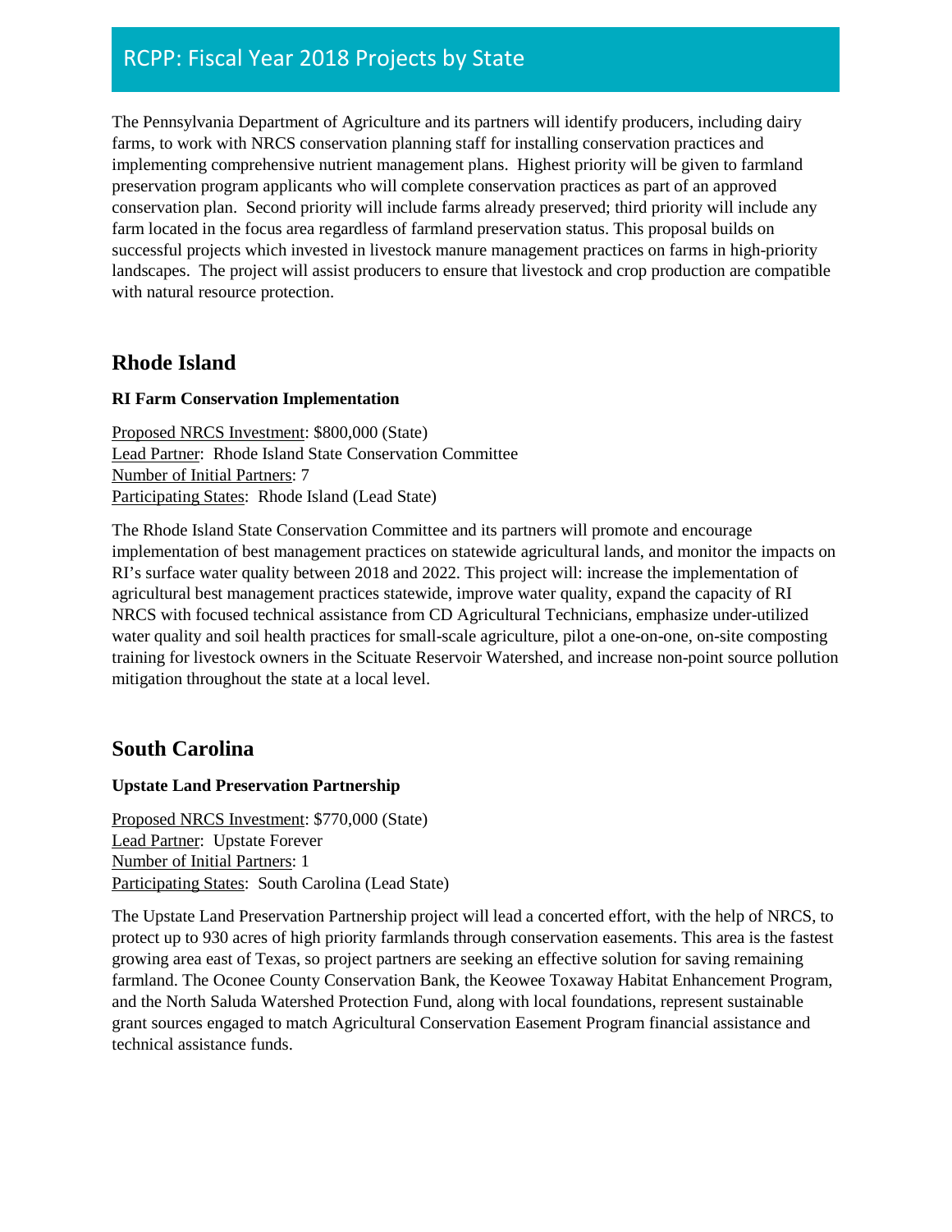The Pennsylvania Department of Agriculture and its partners will identify producers, including dairy farms, to work with NRCS conservation planning staff for installing conservation practices and implementing comprehensive nutrient management plans. Highest priority will be given to farmland preservation program applicants who will complete conservation practices as part of an approved conservation plan. Second priority will include farms already preserved; third priority will include any farm located in the focus area regardless of farmland preservation status. This proposal builds on successful projects which invested in livestock manure management practices on farms in high-priority landscapes. The project will assist producers to ensure that livestock and crop production are compatible with natural resource protection.

## Rhode Island

**RI Farm Conservation Implementation**

Proposed NRCS Investment: $800,000 (State)
Lead Partner: Rhode Island State Conservation Committee
Number of Initial Partners: 7
Participating States: Rhode Island (Lead State)

The Rhode Island State Conservation Committee and its partners will promote and encourage implementation of best management practices on statewide agricultural lands, and monitor the impacts on RI's surface water quality between 2018 and 2022. This project will: increase the implementation of agricultural best management practices statewide, improve water quality, expand the capacity of RI NRCS with focused technical assistance from CD Agricultural Technicians, emphasize under-utilized water quality and soil health practices for small-scale agriculture, pilot a one-on-one, on-site composting training for livestock owners in the Scituate Reservoir Watershed, and increase non-point source pollution mitigation throughout the state at a local level.

## South Carolina

**Upstate Land Preservation Partnership**

Proposed NRCS Investment: $770,000 (State)
Lead Partner: Upstate Forever
Number of Initial Partners: 1
Participating States: South Carolina (Lead State)

The Upstate Land Preservation Partnership project will lead a concerted effort, with the help of NRCS, to protect up to 930 acres of high priority farmlands through conservation easements. This area is the fastest growing area east of Texas, so project partners are seeking an effective solution for saving remaining farmland. The Oconee County Conservation Bank, the Keowee Toxaway Habitat Enhancement Program, and the North Saluda Watershed Protection Fund, along with local foundations, represent sustainable grant sources engaged to match Agricultural Conservation Easement Program financial assistance and technical assistance funds.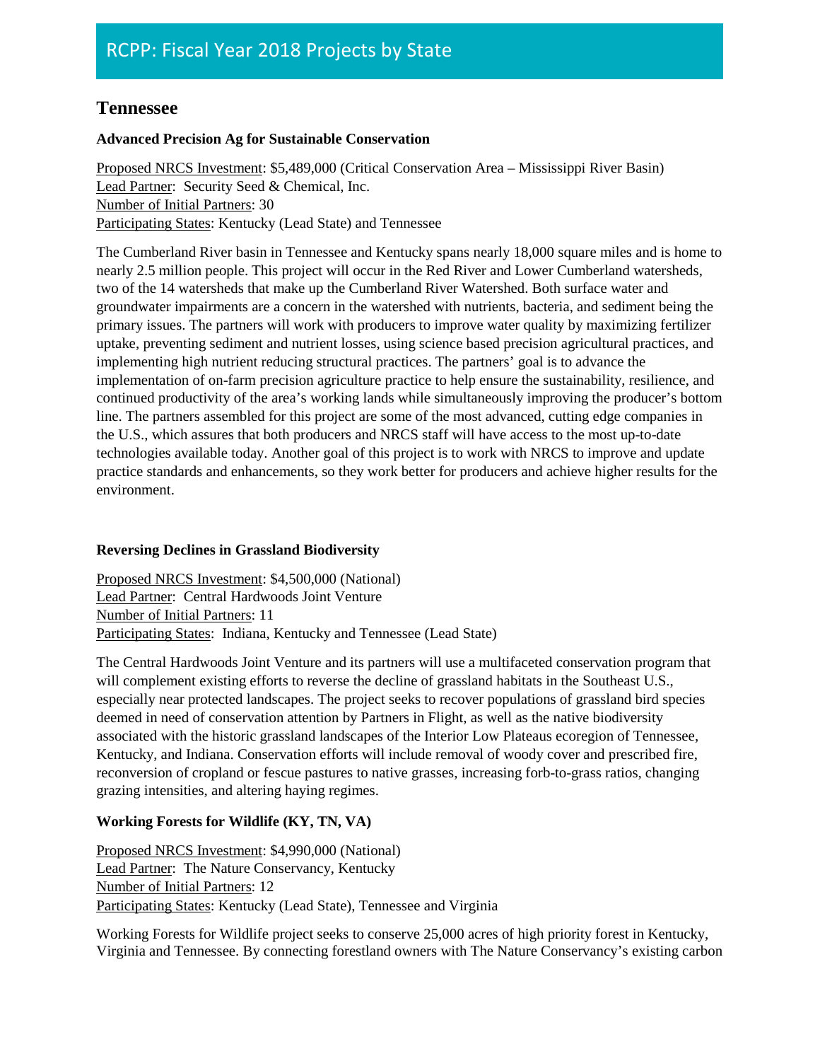## Tennessee

### Advanced Precision Ag for Sustainable Conservation

Proposed NRCS Investment: $5,489,000 (Critical Conservation Area – Mississippi River Basin)
Lead Partner: Security Seed & Chemical, Inc.
Number of Initial Partners: 30
Participating States: Kentucky (Lead State) and Tennessee

The Cumberland River basin in Tennessee and Kentucky spans nearly 18,000 square miles and is home to nearly 2.5 million people. This project will occur in the Red River and Lower Cumberland watersheds, two of the 14 watersheds that make up the Cumberland River Watershed. Both surface water and groundwater impairments are a concern in the watershed with nutrients, bacteria, and sediment being the primary issues. The partners will work with producers to improve water quality by maximizing fertilizer uptake, preventing sediment and nutrient losses, using science based precision agricultural practices, and implementing high nutrient reducing structural practices. The partners' goal is to advance the implementation of on-farm precision agriculture practice to help ensure the sustainability, resilience, and continued productivity of the area's working lands while simultaneously improving the producer's bottom line. The partners assembled for this project are some of the most advanced, cutting edge companies in the U.S., which assures that both producers and NRCS staff will have access to the most up-to-date technologies available today. Another goal of this project is to work with NRCS to improve and update practice standards and enhancements, so they work better for producers and achieve higher results for the environment.

### Reversing Declines in Grassland Biodiversity

Proposed NRCS Investment: $4,500,000 (National)
Lead Partner: Central Hardwoods Joint Venture
Number of Initial Partners: 11
Participating States: Indiana, Kentucky and Tennessee (Lead State)

The Central Hardwoods Joint Venture and its partners will use a multifaceted conservation program that will complement existing efforts to reverse the decline of grassland habitats in the Southeast U.S., especially near protected landscapes. The project seeks to recover populations of grassland bird species deemed in need of conservation attention by Partners in Flight, as well as the native biodiversity associated with the historic grassland landscapes of the Interior Low Plateaus ecoregion of Tennessee, Kentucky, and Indiana. Conservation efforts will include removal of woody cover and prescribed fire, reconversion of cropland or fescue pastures to native grasses, increasing forb-to-grass ratios, changing grazing intensities, and altering haying regimes.

### Working Forests for Wildlife (KY, TN, VA)

Proposed NRCS Investment: $4,990,000 (National)
Lead Partner: The Nature Conservancy, Kentucky
Number of Initial Partners: 12
Participating States: Kentucky (Lead State), Tennessee and Virginia

Working Forests for Wildlife project seeks to conserve 25,000 acres of high priority forest in Kentucky, Virginia and Tennessee. By connecting forestland owners with The Nature Conservancy's existing carbon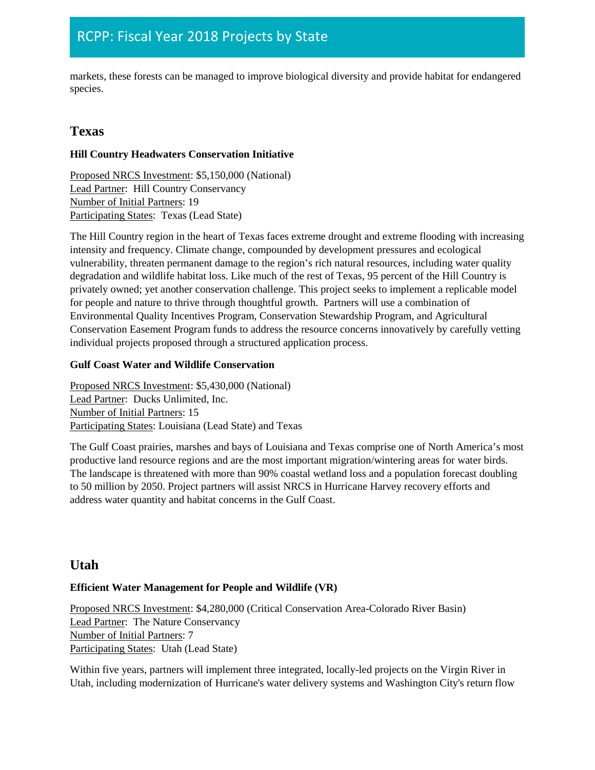markets, these forests can be managed to improve biological diversity and provide habitat for endangered species.

## Texas

### Hill Country Headwaters Conservation Initiative

Proposed NRCS Investment: $5,150,000 (National)
Lead Partner: Hill Country Conservancy
Number of Initial Partners: 19
Participating States: Texas (Lead State)

The Hill Country region in the heart of Texas faces extreme drought and extreme flooding with increasing intensity and frequency. Climate change, compounded by development pressures and ecological vulnerability, threaten permanent damage to the region's rich natural resources, including water quality degradation and wildlife habitat loss. Like much of the rest of Texas, 95 percent of the Hill Country is privately owned; yet another conservation challenge. This project seeks to implement a replicable model for people and nature to thrive through thoughtful growth. Partners will use a combination of Environmental Quality Incentives Program, Conservation Stewardship Program, and Agricultural Conservation Easement Program funds to address the resource concerns innovatively by carefully vetting individual projects proposed through a structured application process.

### Gulf Coast Water and Wildlife Conservation

Proposed NRCS Investment: $5,430,000 (National)
Lead Partner: Ducks Unlimited, Inc.
Number of Initial Partners: 15
Participating States: Louisiana (Lead State) and Texas

The Gulf Coast prairies, marshes and bays of Louisiana and Texas comprise one of North America's most productive land resource regions and are the most important migration/wintering areas for water birds. The landscape is threatened with more than 90% coastal wetland loss and a population forecast doubling to 50 million by 2050. Project partners will assist NRCS in Hurricane Harvey recovery efforts and address water quantity and habitat concerns in the Gulf Coast.

## Utah

### Efficient Water Management for People and Wildlife (VR)

Proposed NRCS Investment: $4,280,000 (Critical Conservation Area-Colorado River Basin)
Lead Partner: The Nature Conservancy
Number of Initial Partners: 7
Participating States: Utah (Lead State)

Within five years, partners will implement three integrated, locally-led projects on the Virgin River in Utah, including modernization of Hurricane's water delivery systems and Washington City's return flow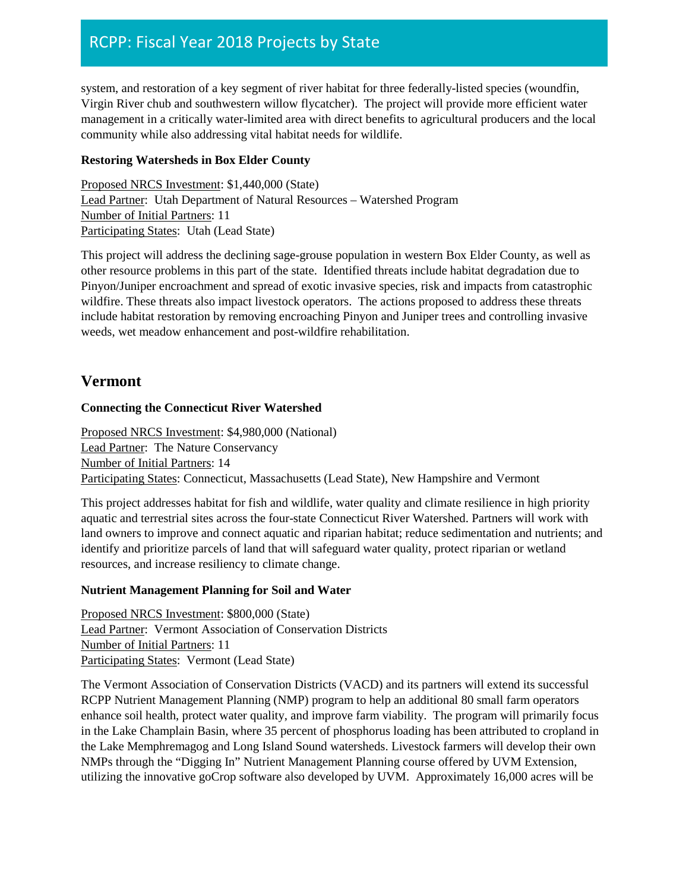system, and restoration of a key segment of river habitat for three federally-listed species (woundfin, Virgin River chub and southwestern willow flycatcher). The project will provide more efficient water management in a critically water-limited area with direct benefits to agricultural producers and the local community while also addressing vital habitat needs for wildlife.

**Restoring Watersheds in Box Elder County**

Proposed NRCS Investment: $1,440,000 (State)
Lead Partner: Utah Department of Natural Resources – Watershed Program
Number of Initial Partners: 11
Participating States: Utah (Lead State)

This project will address the declining sage-grouse population in western Box Elder County, as well as other resource problems in this part of the state. Identified threats include habitat degradation due to Pinyon/Juniper encroachment and spread of exotic invasive species, risk and impacts from catastrophic wildfire. These threats also impact livestock operators. The actions proposed to address these threats include habitat restoration by removing encroaching Pinyon and Juniper trees and controlling invasive weeds, wet meadow enhancement and post-wildfire rehabilitation.

## Vermont

**Connecting the Connecticut River Watershed**

Proposed NRCS Investment: $4,980,000 (National)
Lead Partner: The Nature Conservancy
Number of Initial Partners: 14
Participating States: Connecticut, Massachusetts (Lead State), New Hampshire and Vermont

This project addresses habitat for fish and wildlife, water quality and climate resilience in high priority aquatic and terrestrial sites across the four-state Connecticut River Watershed. Partners will work with land owners to improve and connect aquatic and riparian habitat; reduce sedimentation and nutrients; and identify and prioritize parcels of land that will safeguard water quality, protect riparian or wetland resources, and increase resiliency to climate change.

**Nutrient Management Planning for Soil and Water**

Proposed NRCS Investment: $800,000 (State)
Lead Partner: Vermont Association of Conservation Districts
Number of Initial Partners: 11
Participating States: Vermont (Lead State)

The Vermont Association of Conservation Districts (VACD) and its partners will extend its successful RCPP Nutrient Management Planning (NMP) program to help an additional 80 small farm operators enhance soil health, protect water quality, and improve farm viability. The program will primarily focus in the Lake Champlain Basin, where 35 percent of phosphorus loading has been attributed to cropland in the Lake Memphremagog and Long Island Sound watersheds. Livestock farmers will develop their own NMPs through the "Digging In" Nutrient Management Planning course offered by UVM Extension, utilizing the innovative goCrop software also developed by UVM. Approximately 16,000 acres will be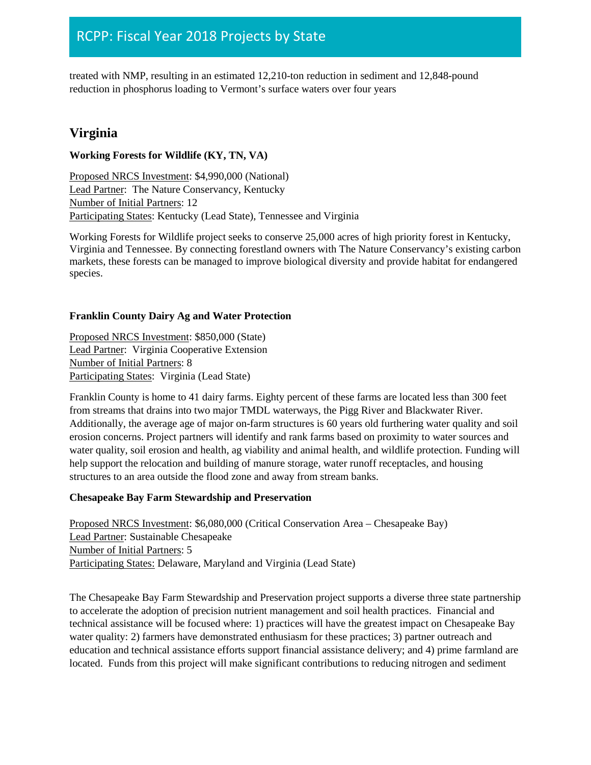treated with NMP, resulting in an estimated 12,210-ton reduction in sediment and 12,848-pound reduction in phosphorus loading to Vermont's surface waters over four years

## Virginia

**Working Forests for Wildlife (KY, TN, VA)**

Proposed NRCS Investment: $4,990,000 (National)
Lead Partner: The Nature Conservancy, Kentucky
Number of Initial Partners: 12
Participating States: Kentucky (Lead State), Tennessee and Virginia

Working Forests for Wildlife project seeks to conserve 25,000 acres of high priority forest in Kentucky, Virginia and Tennessee. By connecting forestland owners with The Nature Conservancy's existing carbon markets, these forests can be managed to improve biological diversity and provide habitat for endangered species.

**Franklin County Dairy Ag and Water Protection**

Proposed NRCS Investment: $850,000 (State)
Lead Partner: Virginia Cooperative Extension
Number of Initial Partners: 8
Participating States: Virginia (Lead State)

Franklin County is home to 41 dairy farms. Eighty percent of these farms are located less than 300 feet from streams that drains into two major TMDL waterways, the Pigg River and Blackwater River. Additionally, the average age of major on-farm structures is 60 years old furthering water quality and soil erosion concerns. Project partners will identify and rank farms based on proximity to water sources and water quality, soil erosion and health, ag viability and animal health, and wildlife protection. Funding will help support the relocation and building of manure storage, water runoff receptacles, and housing structures to an area outside the flood zone and away from stream banks.

**Chesapeake Bay Farm Stewardship and Preservation**

Proposed NRCS Investment: $6,080,000 (Critical Conservation Area – Chesapeake Bay)
Lead Partner: Sustainable Chesapeake
Number of Initial Partners: 5
Participating States: Delaware, Maryland and Virginia (Lead State)

The Chesapeake Bay Farm Stewardship and Preservation project supports a diverse three state partnership to accelerate the adoption of precision nutrient management and soil health practices. Financial and technical assistance will be focused where: 1) practices will have the greatest impact on Chesapeake Bay water quality: 2) farmers have demonstrated enthusiasm for these practices; 3) partner outreach and education and technical assistance efforts support financial assistance delivery; and 4) prime farmland are located. Funds from this project will make significant contributions to reducing nitrogen and sediment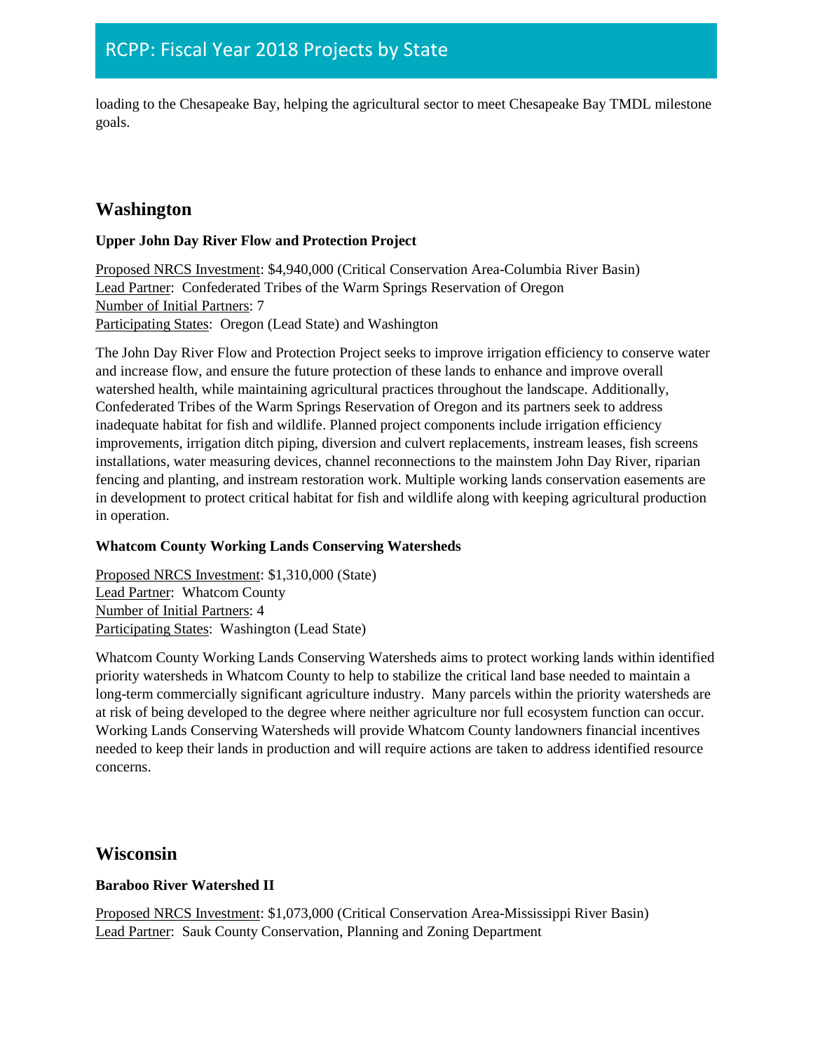loading to the Chesapeake Bay, helping the agricultural sector to meet Chesapeake Bay TMDL milestone goals.

## Washington

**Upper John Day River Flow and Protection Project**

Proposed NRCS Investment: $4,940,000 (Critical Conservation Area-Columbia River Basin)
Lead Partner: Confederated Tribes of the Warm Springs Reservation of Oregon
Number of Initial Partners: 7
Participating States: Oregon (Lead State) and Washington

The John Day River Flow and Protection Project seeks to improve irrigation efficiency to conserve water and increase flow, and ensure the future protection of these lands to enhance and improve overall watershed health, while maintaining agricultural practices throughout the landscape. Additionally, Confederated Tribes of the Warm Springs Reservation of Oregon and its partners seek to address inadequate habitat for fish and wildlife. Planned project components include irrigation efficiency improvements, irrigation ditch piping, diversion and culvert replacements, instream leases, fish screens installations, water measuring devices, channel reconnections to the mainstem John Day River, riparian fencing and planting, and instream restoration work. Multiple working lands conservation easements are in development to protect critical habitat for fish and wildlife along with keeping agricultural production in operation.

**Whatcom County Working Lands Conserving Watersheds**

Proposed NRCS Investment: $1,310,000 (State)
Lead Partner: Whatcom County
Number of Initial Partners: 4
Participating States: Washington (Lead State)

Whatcom County Working Lands Conserving Watersheds aims to protect working lands within identified priority watersheds in Whatcom County to help to stabilize the critical land base needed to maintain a long-term commercially significant agriculture industry. Many parcels within the priority watersheds are at risk of being developed to the degree where neither agriculture nor full ecosystem function can occur. Working Lands Conserving Watersheds will provide Whatcom County landowners financial incentives needed to keep their lands in production and will require actions are taken to address identified resource concerns.

## Wisconsin

**Baraboo River Watershed II**

Proposed NRCS Investment: $1,073,000 (Critical Conservation Area-Mississippi River Basin)
Lead Partner: Sauk County Conservation, Planning and Zoning Department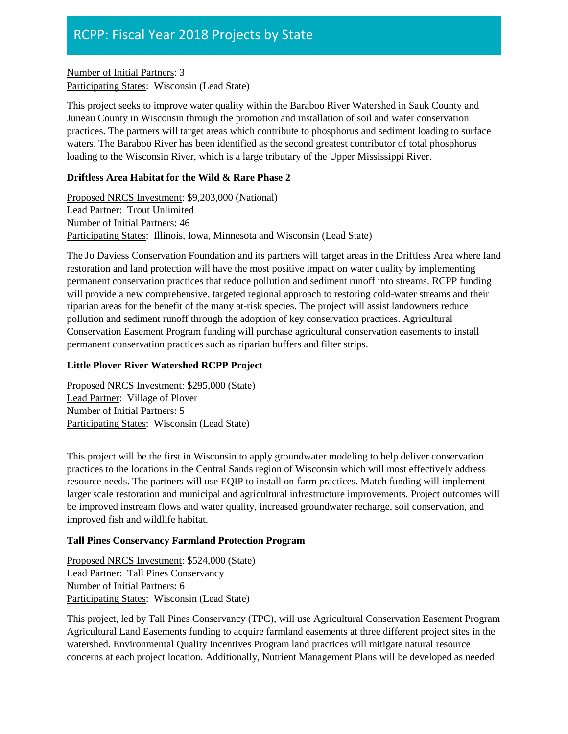Number of Initial Partners: 3
Participating States: Wisconsin (Lead State)

This project seeks to improve water quality within the Baraboo River Watershed in Sauk County and Juneau County in Wisconsin through the promotion and installation of soil and water conservation practices. The partners will target areas which contribute to phosphorus and sediment loading to surface waters. The Baraboo River has been identified as the second greatest contributor of total phosphorus loading to the Wisconsin River, which is a large tributary of the Upper Mississippi River.

**Driftless Area Habitat for the Wild & Rare Phase 2**

Proposed NRCS Investment: $9,203,000 (National)
Lead Partner: Trout Unlimited
Number of Initial Partners: 46
Participating States: Illinois, Iowa, Minnesota and Wisconsin (Lead State)

The Jo Daviess Conservation Foundation and its partners will target areas in the Driftless Area where land restoration and land protection will have the most positive impact on water quality by implementing permanent conservation practices that reduce pollution and sediment runoff into streams. RCPP funding will provide a new comprehensive, targeted regional approach to restoring cold-water streams and their riparian areas for the benefit of the many at-risk species. The project will assist landowners reduce pollution and sediment runoff through the adoption of key conservation practices. Agricultural Conservation Easement Program funding will purchase agricultural conservation easements to install permanent conservation practices such as riparian buffers and filter strips.

**Little Plover River Watershed RCPP Project**

Proposed NRCS Investment: $295,000 (State)
Lead Partner: Village of Plover
Number of Initial Partners: 5
Participating States: Wisconsin (Lead State)

This project will be the first in Wisconsin to apply groundwater modeling to help deliver conservation practices to the locations in the Central Sands region of Wisconsin which will most effectively address resource needs. The partners will use EQIP to install on-farm practices. Match funding will implement larger scale restoration and municipal and agricultural infrastructure improvements. Project outcomes will be improved instream flows and water quality, increased groundwater recharge, soil conservation, and improved fish and wildlife habitat.

**Tall Pines Conservancy Farmland Protection Program**

Proposed NRCS Investment: $524,000 (State)
Lead Partner: Tall Pines Conservancy
Number of Initial Partners: 6
Participating States: Wisconsin (Lead State)

This project, led by Tall Pines Conservancy (TPC), will use Agricultural Conservation Easement Program Agricultural Land Easements funding to acquire farmland easements at three different project sites in the watershed. Environmental Quality Incentives Program land practices will mitigate natural resource concerns at each project location. Additionally, Nutrient Management Plans will be developed as needed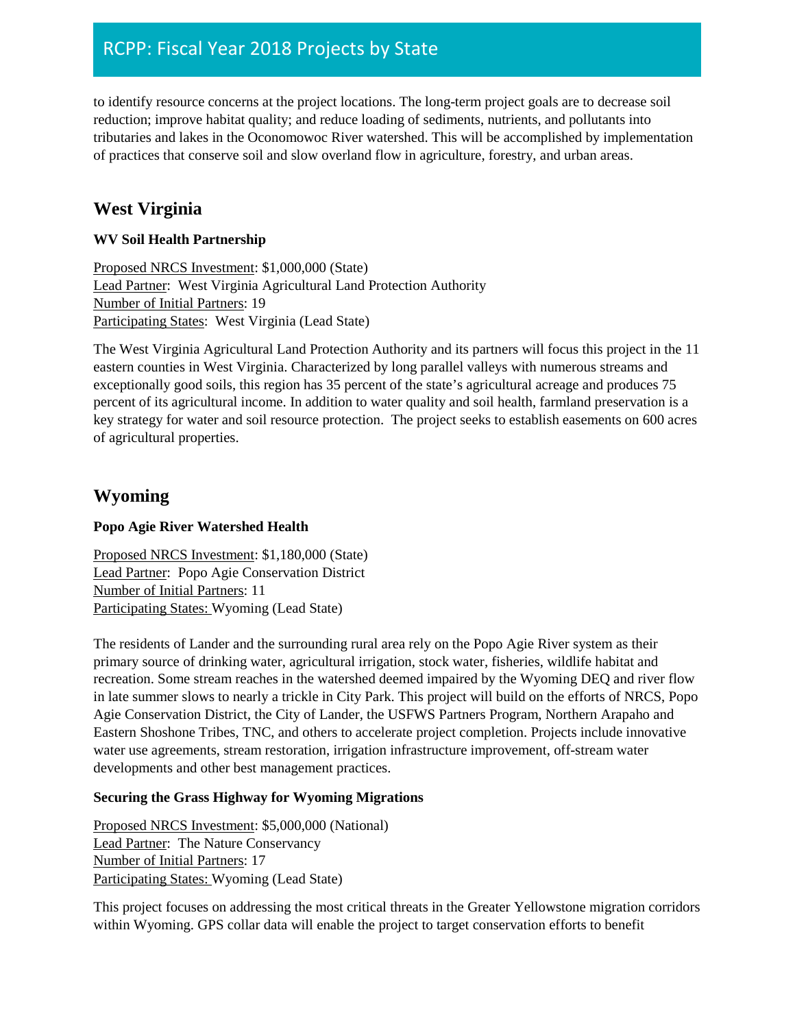to identify resource concerns at the project locations. The long-term project goals are to decrease soil reduction; improve habitat quality; and reduce loading of sediments, nutrients, and pollutants into tributaries and lakes in the Oconomowoc River watershed. This will be accomplished by implementation of practices that conserve soil and slow overland flow in agriculture, forestry, and urban areas.

## West Virginia

### WV Soil Health Partnership

Proposed NRCS Investment: $1,000,000 (State)
Lead Partner: West Virginia Agricultural Land Protection Authority
Number of Initial Partners: 19
Participating States: West Virginia (Lead State)

The West Virginia Agricultural Land Protection Authority and its partners will focus this project in the 11 eastern counties in West Virginia. Characterized by long parallel valleys with numerous streams and exceptionally good soils, this region has 35 percent of the state's agricultural acreage and produces 75 percent of its agricultural income. In addition to water quality and soil health, farmland preservation is a key strategy for water and soil resource protection. The project seeks to establish easements on 600 acres of agricultural properties.

## Wyoming

### Popo Agie River Watershed Health

Proposed NRCS Investment: $1,180,000 (State)
Lead Partner: Popo Agie Conservation District
Number of Initial Partners: 11
Participating States: Wyoming (Lead State)

The residents of Lander and the surrounding rural area rely on the Popo Agie River system as their primary source of drinking water, agricultural irrigation, stock water, fisheries, wildlife habitat and recreation. Some stream reaches in the watershed deemed impaired by the Wyoming DEQ and river flow in late summer slows to nearly a trickle in City Park. This project will build on the efforts of NRCS, Popo Agie Conservation District, the City of Lander, the USFWS Partners Program, Northern Arapaho and Eastern Shoshone Tribes, TNC, and others to accelerate project completion. Projects include innovative water use agreements, stream restoration, irrigation infrastructure improvement, off-stream water developments and other best management practices.

### Securing the Grass Highway for Wyoming Migrations

Proposed NRCS Investment: $5,000,000 (National)
Lead Partner: The Nature Conservancy
Number of Initial Partners: 17
Participating States: Wyoming (Lead State)

This project focuses on addressing the most critical threats in the Greater Yellowstone migration corridors within Wyoming. GPS collar data will enable the project to target conservation efforts to benefit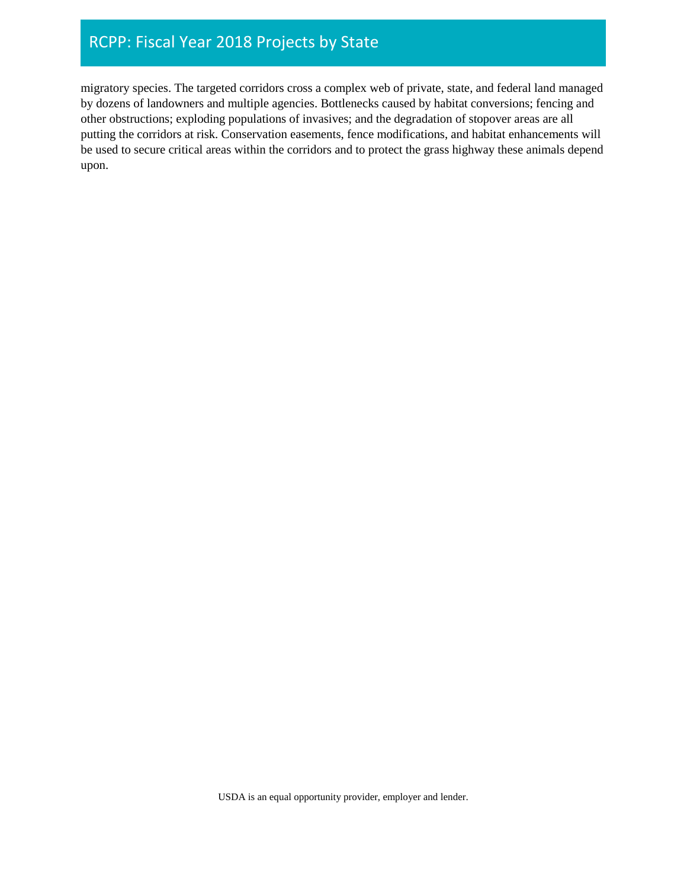migratory species. The targeted corridors cross a complex web of private, state, and federal land managed by dozens of landowners and multiple agencies. Bottlenecks caused by habitat conversions; fencing and other obstructions; exploding populations of invasives; and the degradation of stopover areas are all putting the corridors at risk. Conservation easements, fence modifications, and habitat enhancements will be used to secure critical areas within the corridors and to protect the grass highway these animals depend upon.

USDA is an equal opportunity provider, employer and lender.